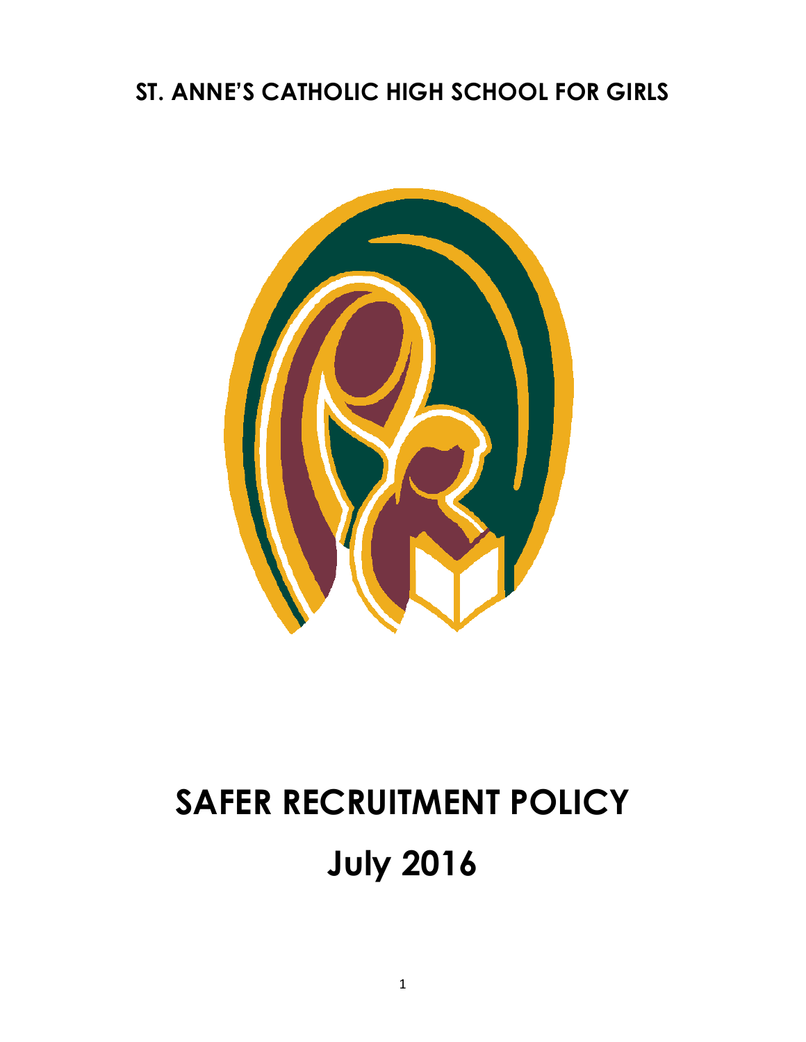**ST. ANNE'S CATHOLIC HIGH SCHOOL FOR GIRLS**

# SAFER RECRUITMENT POLICY

# July 2016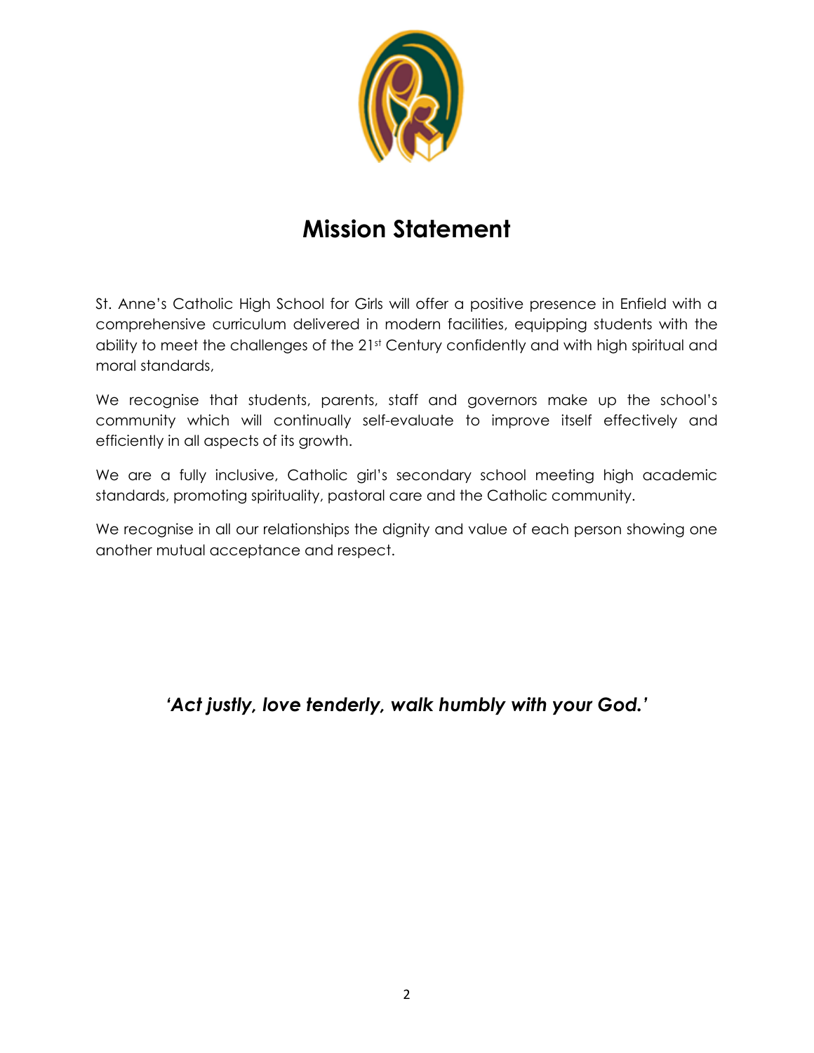# Mission Statement

St. Anne's Catholic High School for Girls will offer a positive presence in Enfield with a comprehensive curriculum delivered in modern facilities, equipping students with the ability to meet the challenges of the 21st Century confidently and with high spiritual and moral standards,

We recognise that students, parents, staff and governors make up the school's community which will continually self-evaluate to improve itself effectively and efficiently in all aspects of its growth.

We are a fully inclusive, Catholic girl's secondary school meeting high academic standards, promoting spirituality, pastoral care and the Catholic community.

We recognise in all our relationships the dignity and value of each person showing one another mutual acceptance and respect.

***'Act justly, love tenderly, walk humbly with your God.'***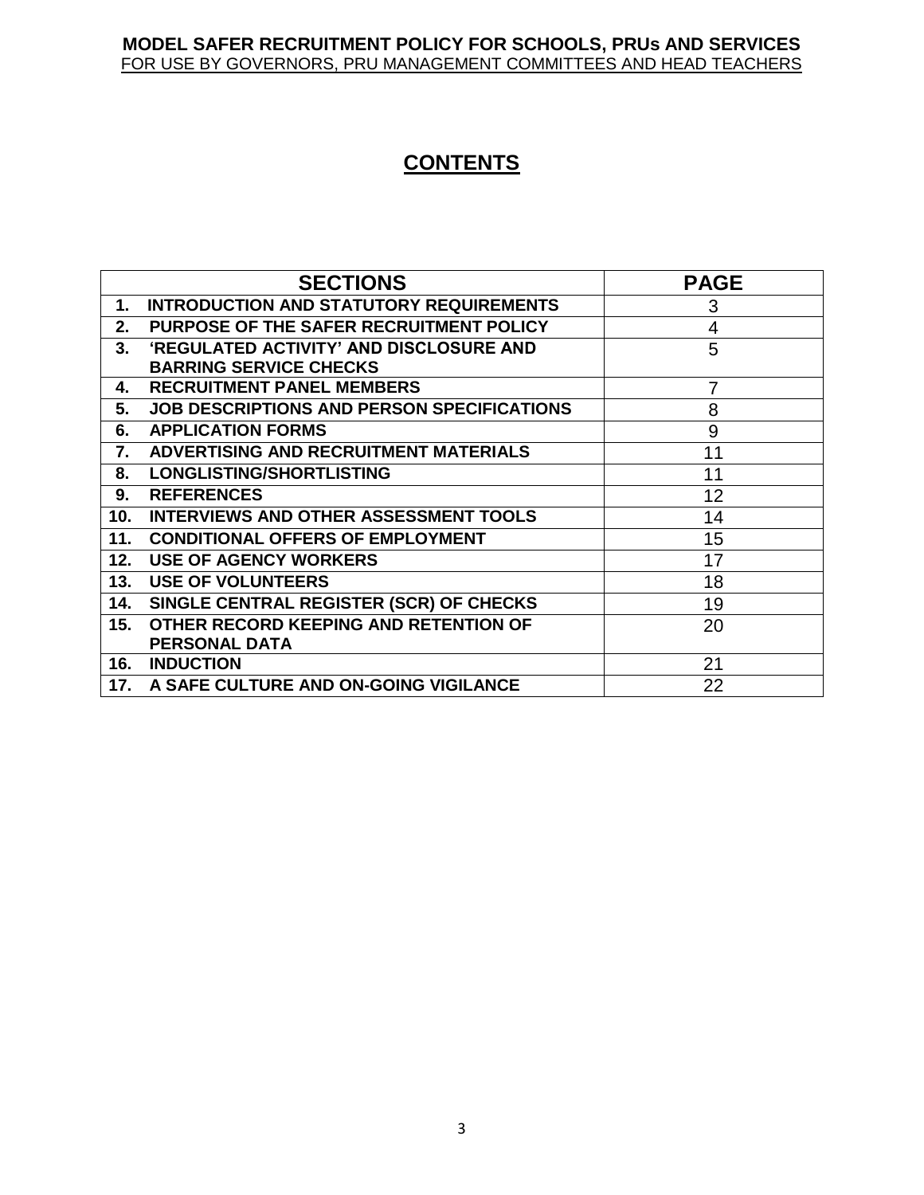**MODEL SAFER RECRUITMENT POLICY FOR SCHOOLS, PRUs AND SERVICES**
FOR USE BY GOVERNORS, PRU MANAGEMENT COMMITTEES AND HEAD TEACHERS

# CONTENTS

| SECTIONS | PAGE |
|---|---|
| **1. INTRODUCTION AND STATUTORY REQUIREMENTS** | 3 |
| **2. PURPOSE OF THE SAFER RECRUITMENT POLICY** | 4 |
| **3. 'REGULATED ACTIVITY' AND DISCLOSURE AND BARRING SERVICE CHECKS** | 5 |
| **4. RECRUITMENT PANEL MEMBERS** | 7 |
| **5. JOB DESCRIPTIONS AND PERSON SPECIFICATIONS** | 8 |
| **6. APPLICATION FORMS** | 9 |
| **7. ADVERTISING AND RECRUITMENT MATERIALS** | 11 |
| **8. LONGLISTING/SHORTLISTING** | 11 |
| **9. REFERENCES** | 12 |
| **10. INTERVIEWS AND OTHER ASSESSMENT TOOLS** | 14 |
| **11. CONDITIONAL OFFERS OF EMPLOYMENT** | 15 |
| **12. USE OF AGENCY WORKERS** | 17 |
| **13. USE OF VOLUNTEERS** | 18 |
| **14. SINGLE CENTRAL REGISTER (SCR) OF CHECKS** | 19 |
| **15. OTHER RECORD KEEPING AND RETENTION OF PERSONAL DATA** | 20 |
| **16. INDUCTION** | 21 |
| **17. A SAFE CULTURE AND ON-GOING VIGILANCE** | 22 |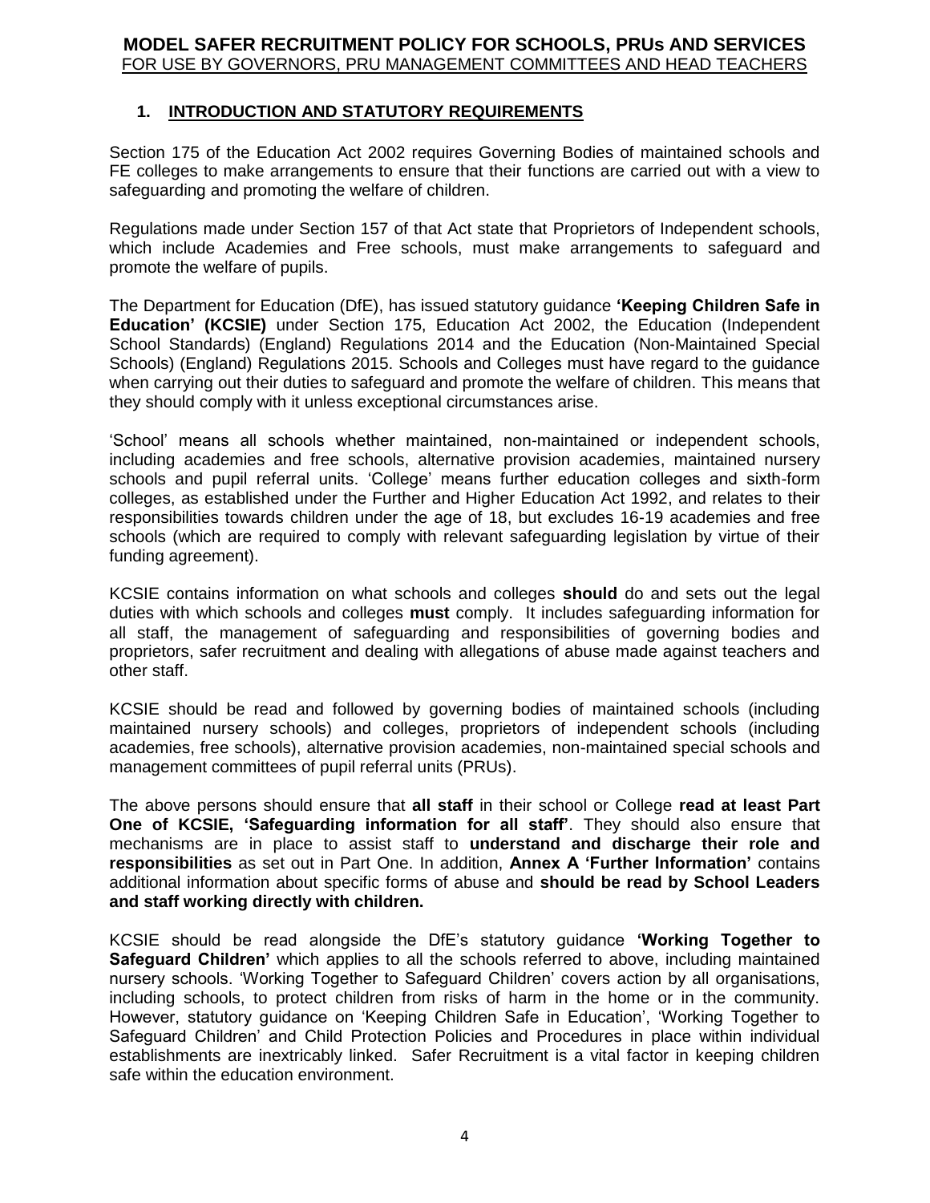## 1. INTRODUCTION AND STATUTORY REQUIREMENTS

Section 175 of the Education Act 2002 requires Governing Bodies of maintained schools and FE colleges to make arrangements to ensure that their functions are carried out with a view to safeguarding and promoting the welfare of children.

Regulations made under Section 157 of that Act state that Proprietors of Independent schools, which include Academies and Free schools, must make arrangements to safeguard and promote the welfare of pupils.

The Department for Education (DfE), has issued statutory guidance **'Keeping Children Safe in Education' (KCSIE)** under Section 175, Education Act 2002, the Education (Independent School Standards) (England) Regulations 2014 and the Education (Non-Maintained Special Schools) (England) Regulations 2015. Schools and Colleges must have regard to the guidance when carrying out their duties to safeguard and promote the welfare of children. This means that they should comply with it unless exceptional circumstances arise.

'School' means all schools whether maintained, non-maintained or independent schools, including academies and free schools, alternative provision academies, maintained nursery schools and pupil referral units. 'College' means further education colleges and sixth-form colleges, as established under the Further and Higher Education Act 1992, and relates to their responsibilities towards children under the age of 18, but excludes 16-19 academies and free schools (which are required to comply with relevant safeguarding legislation by virtue of their funding agreement).

KCSIE contains information on what schools and colleges **should** do and sets out the legal duties with which schools and colleges **must** comply. It includes safeguarding information for all staff, the management of safeguarding and responsibilities of governing bodies and proprietors, safer recruitment and dealing with allegations of abuse made against teachers and other staff.

KCSIE should be read and followed by governing bodies of maintained schools (including maintained nursery schools) and colleges, proprietors of independent schools (including academies, free schools), alternative provision academies, non-maintained special schools and management committees of pupil referral units (PRUs).

The above persons should ensure that **all staff** in their school or College **read at least Part One of KCSIE, 'Safeguarding information for all staff'**. They should also ensure that mechanisms are in place to assist staff to **understand and discharge their role and responsibilities** as set out in Part One. In addition, **Annex A 'Further Information'** contains additional information about specific forms of abuse and **should be read by School Leaders and staff working directly with children.**

KCSIE should be read alongside the DfE's statutory guidance **'Working Together to Safeguard Children'** which applies to all the schools referred to above, including maintained nursery schools. 'Working Together to Safeguard Children' covers action by all organisations, including schools, to protect children from risks of harm in the home or in the community. However, statutory guidance on 'Keeping Children Safe in Education', 'Working Together to Safeguard Children' and Child Protection Policies and Procedures in place within individual establishments are inextricably linked. Safer Recruitment is a vital factor in keeping children safe within the education environment.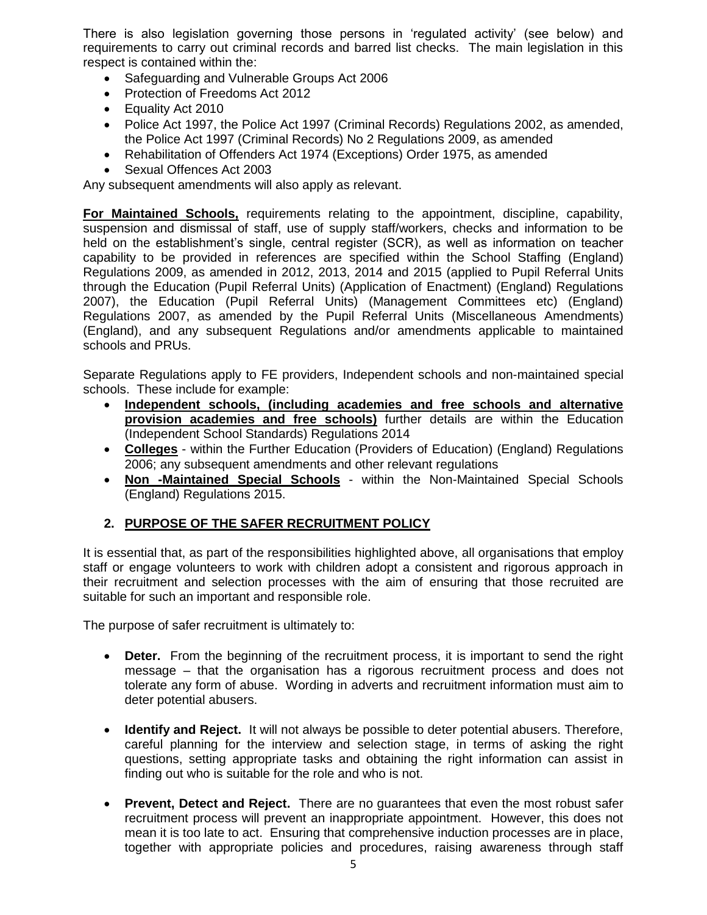There is also legislation governing those persons in 'regulated activity' (see below) and requirements to carry out criminal records and barred list checks. The main legislation in this respect is contained within the:

- Safeguarding and Vulnerable Groups Act 2006
- Protection of Freedoms Act 2012
- Equality Act 2010
- Police Act 1997, the Police Act 1997 (Criminal Records) Regulations 2002, as amended, the Police Act 1997 (Criminal Records) No 2 Regulations 2009, as amended
- Rehabilitation of Offenders Act 1974 (Exceptions) Order 1975, as amended
- Sexual Offences Act 2003

Any subsequent amendments will also apply as relevant.

**For Maintained Schools,** requirements relating to the appointment, discipline, capability, suspension and dismissal of staff, use of supply staff/workers, checks and information to be held on the establishment's single, central register (SCR), as well as information on teacher capability to be provided in references are specified within the School Staffing (England) Regulations 2009, as amended in 2012, 2013, 2014 and 2015 (applied to Pupil Referral Units through the Education (Pupil Referral Units) (Application of Enactment) (England) Regulations 2007), the Education (Pupil Referral Units) (Management Committees etc) (England) Regulations 2007, as amended by the Pupil Referral Units (Miscellaneous Amendments) (England), and any subsequent Regulations and/or amendments applicable to maintained schools and PRUs.

Separate Regulations apply to FE providers, Independent schools and non-maintained special schools. These include for example:

- **Independent schools, (including academies and free schools and alternative provision academies and free schools)** further details are within the Education (Independent School Standards) Regulations 2014
- **Colleges** - within the Further Education (Providers of Education) (England) Regulations 2006; any subsequent amendments and other relevant regulations
- **Non -Maintained Special Schools** - within the Non-Maintained Special Schools (England) Regulations 2015.

## 2. PURPOSE OF THE SAFER RECRUITMENT POLICY

It is essential that, as part of the responsibilities highlighted above, all organisations that employ staff or engage volunteers to work with children adopt a consistent and rigorous approach in their recruitment and selection processes with the aim of ensuring that those recruited are suitable for such an important and responsible role.

The purpose of safer recruitment is ultimately to:

- **Deter.** From the beginning of the recruitment process, it is important to send the right message – that the organisation has a rigorous recruitment process and does not tolerate any form of abuse. Wording in adverts and recruitment information must aim to deter potential abusers.

- **Identify and Reject.** It will not always be possible to deter potential abusers. Therefore, careful planning for the interview and selection stage, in terms of asking the right questions, setting appropriate tasks and obtaining the right information can assist in finding out who is suitable for the role and who is not.

- **Prevent, Detect and Reject.** There are no guarantees that even the most robust safer recruitment process will prevent an inappropriate appointment. However, this does not mean it is too late to act. Ensuring that comprehensive induction processes are in place, together with appropriate policies and procedures, raising awareness through staff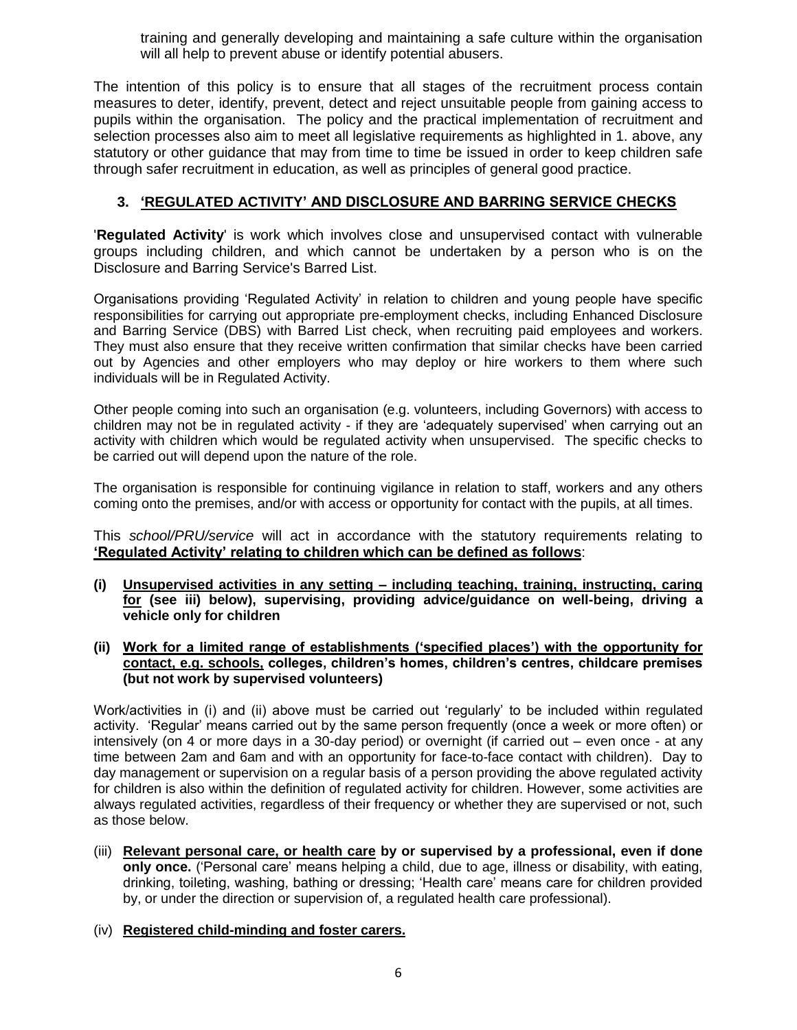training and generally developing and maintaining a safe culture within the organisation will all help to prevent abuse or identify potential abusers.

The intention of this policy is to ensure that all stages of the recruitment process contain measures to deter, identify, prevent, detect and reject unsuitable people from gaining access to pupils within the organisation. The policy and the practical implementation of recruitment and selection processes also aim to meet all legislative requirements as highlighted in 1. above, any statutory or other guidance that may from time to time be issued in order to keep children safe through safer recruitment in education, as well as principles of general good practice.

## 3. <u>'REGULATED ACTIVITY' AND DISCLOSURE AND BARRING SERVICE CHECKS</u>

'**Regulated Activity**' is work which involves close and unsupervised contact with vulnerable groups including children, and which cannot be undertaken by a person who is on the Disclosure and Barring Service's Barred List.

Organisations providing 'Regulated Activity' in relation to children and young people have specific responsibilities for carrying out appropriate pre-employment checks, including Enhanced Disclosure and Barring Service (DBS) with Barred List check, when recruiting paid employees and workers. They must also ensure that they receive written confirmation that similar checks have been carried out by Agencies and other employers who may deploy or hire workers to them where such individuals will be in Regulated Activity.

Other people coming into such an organisation (e.g. volunteers, including Governors) with access to children may not be in regulated activity - if they are 'adequately supervised' when carrying out an activity with children which would be regulated activity when unsupervised. The specific checks to be carried out will depend upon the nature of the role.

The organisation is responsible for continuing vigilance in relation to staff, workers and any others coming onto the premises, and/or with access or opportunity for contact with the pupils, at all times.

This *school/PRU/service* will act in accordance with the statutory requirements relating to **<u>'Regulated Activity' relating to children which can be defined as follows</u>**:

**(i) <u>Unsupervised activities in any setting – including teaching, training, instructing, caring for</u> (see iii) below), supervising, providing advice/guidance on well-being, driving a vehicle only for children**

**(ii) <u>Work for a limited range of establishments ('specified places') with the opportunity for contact, e.g. schools,</u> colleges, children's homes, children's centres, childcare premises (but not work by supervised volunteers)**

Work/activities in (i) and (ii) above must be carried out 'regularly' to be included within regulated activity. 'Regular' means carried out by the same person frequently (once a week or more often) or intensively (on 4 or more days in a 30-day period) or overnight (if carried out – even once - at any time between 2am and 6am and with an opportunity for face-to-face contact with children). Day to day management or supervision on a regular basis of a person providing the above regulated activity for children is also within the definition of regulated activity for children. However, some activities are always regulated activities, regardless of their frequency or whether they are supervised or not, such as those below.

(iii) **<u>Relevant personal care, or health care</u> by or supervised by a professional, even if done only once.** ('Personal care' means helping a child, due to age, illness or disability, with eating, drinking, toileting, washing, bathing or dressing; 'Health care' means care for children provided by, or under the direction or supervision of, a regulated health care professional).

(iv) **<u>Registered child-minding and foster carers.</u>**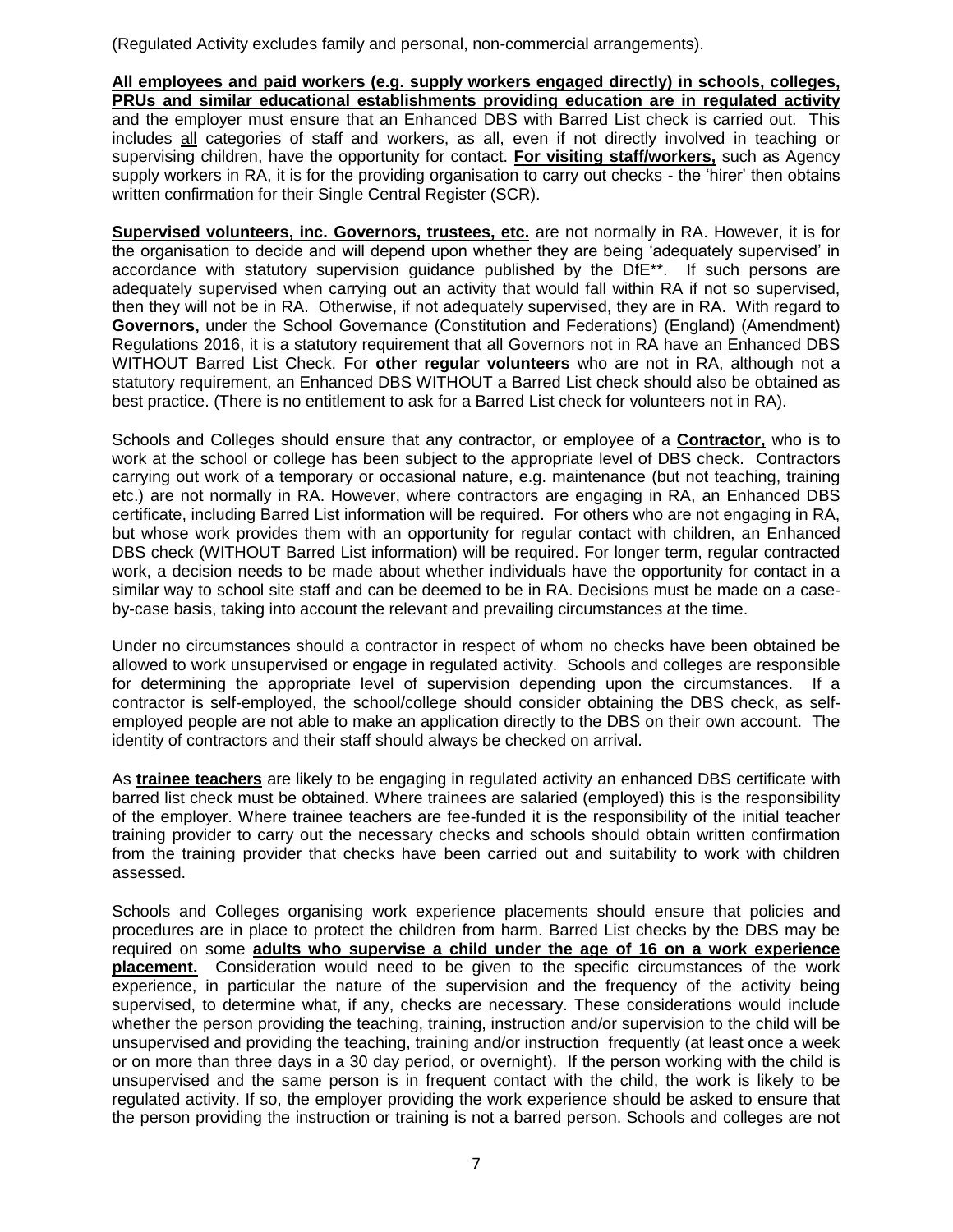(Regulated Activity excludes family and personal, non-commercial arrangements).

**All employees and paid workers (e.g. supply workers engaged directly) in schools, colleges, PRUs and similar educational establishments providing education are in regulated activity** and the employer must ensure that an Enhanced DBS with Barred List check is carried out. This includes all categories of staff and workers, as all, even if not directly involved in teaching or supervising children, have the opportunity for contact. **For visiting staff/workers,** such as Agency supply workers in RA, it is for the providing organisation to carry out checks - the 'hirer' then obtains written confirmation for their Single Central Register (SCR).

**Supervised volunteers, inc. Governors, trustees, etc.** are not normally in RA. However, it is for the organisation to decide and will depend upon whether they are being 'adequately supervised' in accordance with statutory supervision guidance published by the DfE**. If such persons are adequately supervised when carrying out an activity that would fall within RA if not so supervised, then they will not be in RA. Otherwise, if not adequately supervised, they are in RA. With regard to **Governors,** under the School Governance (Constitution and Federations) (England) (Amendment) Regulations 2016, it is a statutory requirement that all Governors not in RA have an Enhanced DBS WITHOUT Barred List Check. For **other regular volunteers** who are not in RA, although not a statutory requirement, an Enhanced DBS WITHOUT a Barred List check should also be obtained as best practice. (There is no entitlement to ask for a Barred List check for volunteers not in RA).

Schools and Colleges should ensure that any contractor, or employee of a **Contractor,** who is to work at the school or college has been subject to the appropriate level of DBS check. Contractors carrying out work of a temporary or occasional nature, e.g. maintenance (but not teaching, training etc.) are not normally in RA. However, where contractors are engaging in RA, an Enhanced DBS certificate, including Barred List information will be required. For others who are not engaging in RA, but whose work provides them with an opportunity for regular contact with children, an Enhanced DBS check (WITHOUT Barred List information) will be required. For longer term, regular contracted work, a decision needs to be made about whether individuals have the opportunity for contact in a similar way to school site staff and can be deemed to be in RA. Decisions must be made on a case-by-case basis, taking into account the relevant and prevailing circumstances at the time.

Under no circumstances should a contractor in respect of whom no checks have been obtained be allowed to work unsupervised or engage in regulated activity. Schools and colleges are responsible for determining the appropriate level of supervision depending upon the circumstances. If a contractor is self-employed, the school/college should consider obtaining the DBS check, as self-employed people are not able to make an application directly to the DBS on their own account. The identity of contractors and their staff should always be checked on arrival.

As **trainee teachers** are likely to be engaging in regulated activity an enhanced DBS certificate with barred list check must be obtained. Where trainees are salaried (employed) this is the responsibility of the employer. Where trainee teachers are fee-funded it is the responsibility of the initial teacher training provider to carry out the necessary checks and schools should obtain written confirmation from the training provider that checks have been carried out and suitability to work with children assessed.

Schools and Colleges organising work experience placements should ensure that policies and procedures are in place to protect the children from harm. Barred List checks by the DBS may be required on some **adults who supervise a child under the age of 16 on a work experience placement.** Consideration would need to be given to the specific circumstances of the work experience, in particular the nature of the supervision and the frequency of the activity being supervised, to determine what, if any, checks are necessary. These considerations would include whether the person providing the teaching, training, instruction and/or supervision to the child will be unsupervised and providing the teaching, training and/or instruction frequently (at least once a week or on more than three days in a 30 day period, or overnight). If the person working with the child is unsupervised and the same person is in frequent contact with the child, the work is likely to be regulated activity. If so, the employer providing the work experience should be asked to ensure that the person providing the instruction or training is not a barred person. Schools and colleges are not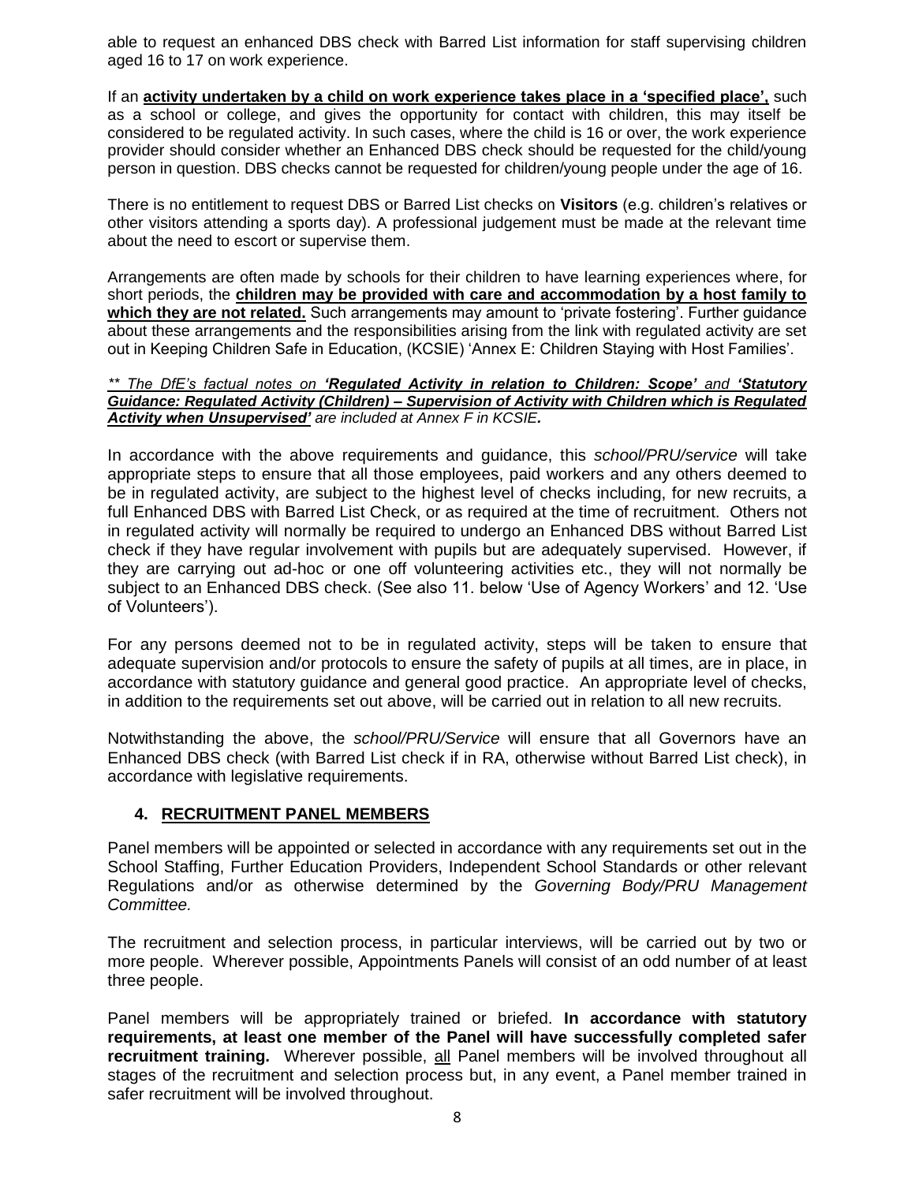able to request an enhanced DBS check with Barred List information for staff supervising children aged 16 to 17 on work experience.

If an **activity undertaken by a child on work experience takes place in a 'specified place',** such as a school or college, and gives the opportunity for contact with children, this may itself be considered to be regulated activity. In such cases, where the child is 16 or over, the work experience provider should consider whether an Enhanced DBS check should be requested for the child/young person in question. DBS checks cannot be requested for children/young people under the age of 16.

There is no entitlement to request DBS or Barred List checks on **Visitors** (e.g. children's relatives or other visitors attending a sports day). A professional judgement must be made at the relevant time about the need to escort or supervise them.

Arrangements are often made by schools for their children to have learning experiences where, for short periods, the **children may be provided with care and accommodation by a host family to which they are not related.** Such arrangements may amount to 'private fostering'. Further guidance about these arrangements and the responsibilities arising from the link with regulated activity are set out in Keeping Children Safe in Education, (KCSIE) 'Annex E: Children Staying with Host Families'.

*\*\* The DfE's factual notes on **'Regulated Activity in relation to Children: Scope'** and **'Statutory Guidance: Regulated Activity (Children) – Supervision of Activity with Children which is Regulated Activity when Unsupervised'** are included at Annex F in KCSIE.*

In accordance with the above requirements and guidance, this *school/PRU/service* will take appropriate steps to ensure that all those employees, paid workers and any others deemed to be in regulated activity, are subject to the highest level of checks including, for new recruits, a full Enhanced DBS with Barred List Check, or as required at the time of recruitment. Others not in regulated activity will normally be required to undergo an Enhanced DBS without Barred List check if they have regular involvement with pupils but are adequately supervised. However, if they are carrying out ad-hoc or one off volunteering activities etc., they will not normally be subject to an Enhanced DBS check. (See also 11. below 'Use of Agency Workers' and 12. 'Use of Volunteers').

For any persons deemed not to be in regulated activity, steps will be taken to ensure that adequate supervision and/or protocols to ensure the safety of pupils at all times, are in place, in accordance with statutory guidance and general good practice. An appropriate level of checks, in addition to the requirements set out above, will be carried out in relation to all new recruits.

Notwithstanding the above, the *school/PRU/Service* will ensure that all Governors have an Enhanced DBS check (with Barred List check if in RA, otherwise without Barred List check), in accordance with legislative requirements.

## 4. RECRUITMENT PANEL MEMBERS

Panel members will be appointed or selected in accordance with any requirements set out in the School Staffing, Further Education Providers, Independent School Standards or other relevant Regulations and/or as otherwise determined by the *Governing Body/PRU Management Committee.*

The recruitment and selection process, in particular interviews, will be carried out by two or more people. Wherever possible, Appointments Panels will consist of an odd number of at least three people.

Panel members will be appropriately trained or briefed. **In accordance with statutory requirements, at least one member of the Panel will have successfully completed safer recruitment training.** Wherever possible, all Panel members will be involved throughout all stages of the recruitment and selection process but, in any event, a Panel member trained in safer recruitment will be involved throughout.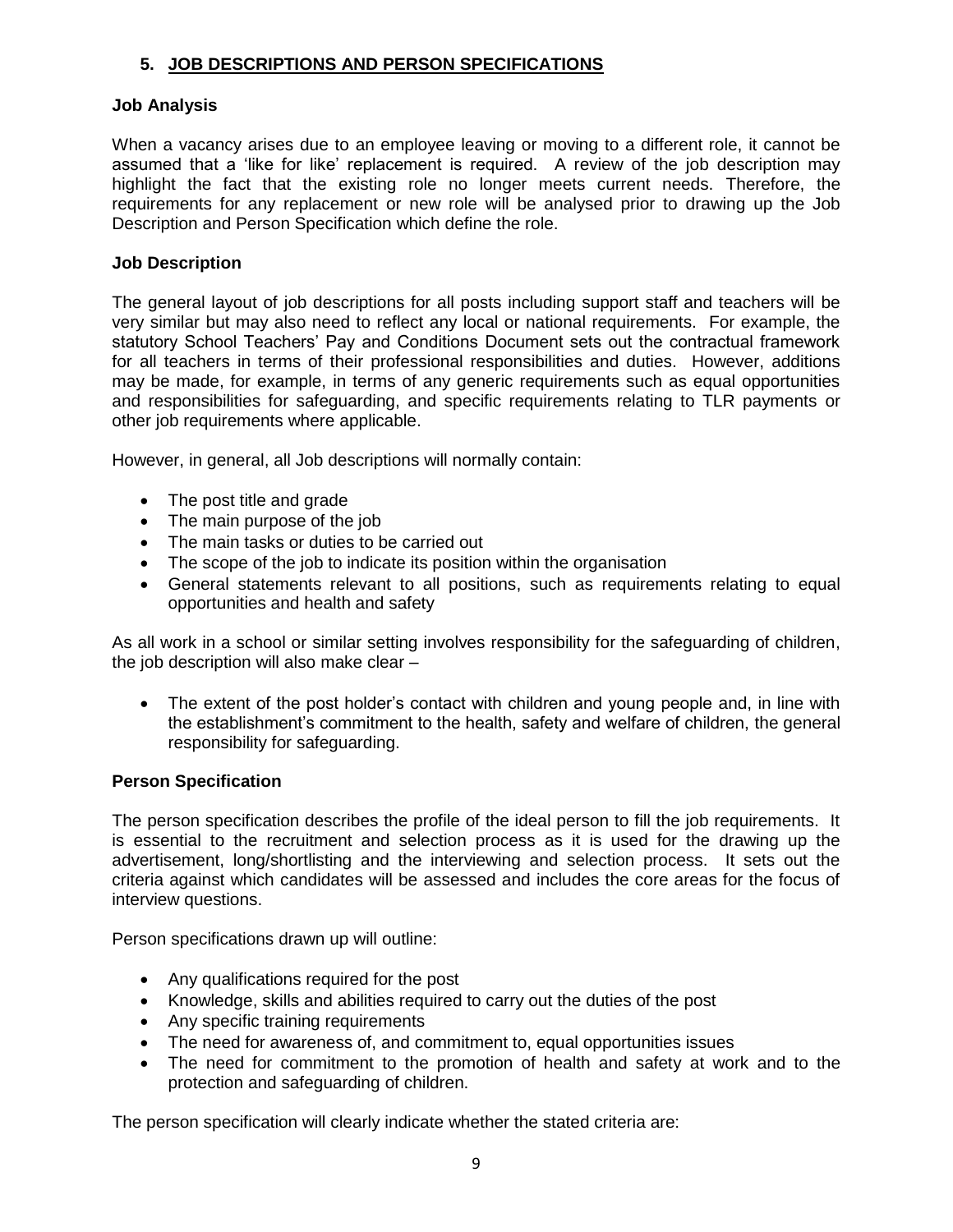## 5. JOB DESCRIPTIONS AND PERSON SPECIFICATIONS

### Job Analysis

When a vacancy arises due to an employee leaving or moving to a different role, it cannot be assumed that a 'like for like' replacement is required. A review of the job description may highlight the fact that the existing role no longer meets current needs. Therefore, the requirements for any replacement or new role will be analysed prior to drawing up the Job Description and Person Specification which define the role.

### Job Description

The general layout of job descriptions for all posts including support staff and teachers will be very similar but may also need to reflect any local or national requirements. For example, the statutory School Teachers' Pay and Conditions Document sets out the contractual framework for all teachers in terms of their professional responsibilities and duties. However, additions may be made, for example, in terms of any generic requirements such as equal opportunities and responsibilities for safeguarding, and specific requirements relating to TLR payments or other job requirements where applicable.

However, in general, all Job descriptions will normally contain:

- The post title and grade
- The main purpose of the job
- The main tasks or duties to be carried out
- The scope of the job to indicate its position within the organisation
- General statements relevant to all positions, such as requirements relating to equal opportunities and health and safety

As all work in a school or similar setting involves responsibility for the safeguarding of children, the job description will also make clear –

- The extent of the post holder's contact with children and young people and, in line with the establishment's commitment to the health, safety and welfare of children, the general responsibility for safeguarding.

### Person Specification

The person specification describes the profile of the ideal person to fill the job requirements. It is essential to the recruitment and selection process as it is used for the drawing up the advertisement, long/shortlisting and the interviewing and selection process. It sets out the criteria against which candidates will be assessed and includes the core areas for the focus of interview questions.

Person specifications drawn up will outline:

- Any qualifications required for the post
- Knowledge, skills and abilities required to carry out the duties of the post
- Any specific training requirements
- The need for awareness of, and commitment to, equal opportunities issues
- The need for commitment to the promotion of health and safety at work and to the protection and safeguarding of children.

The person specification will clearly indicate whether the stated criteria are: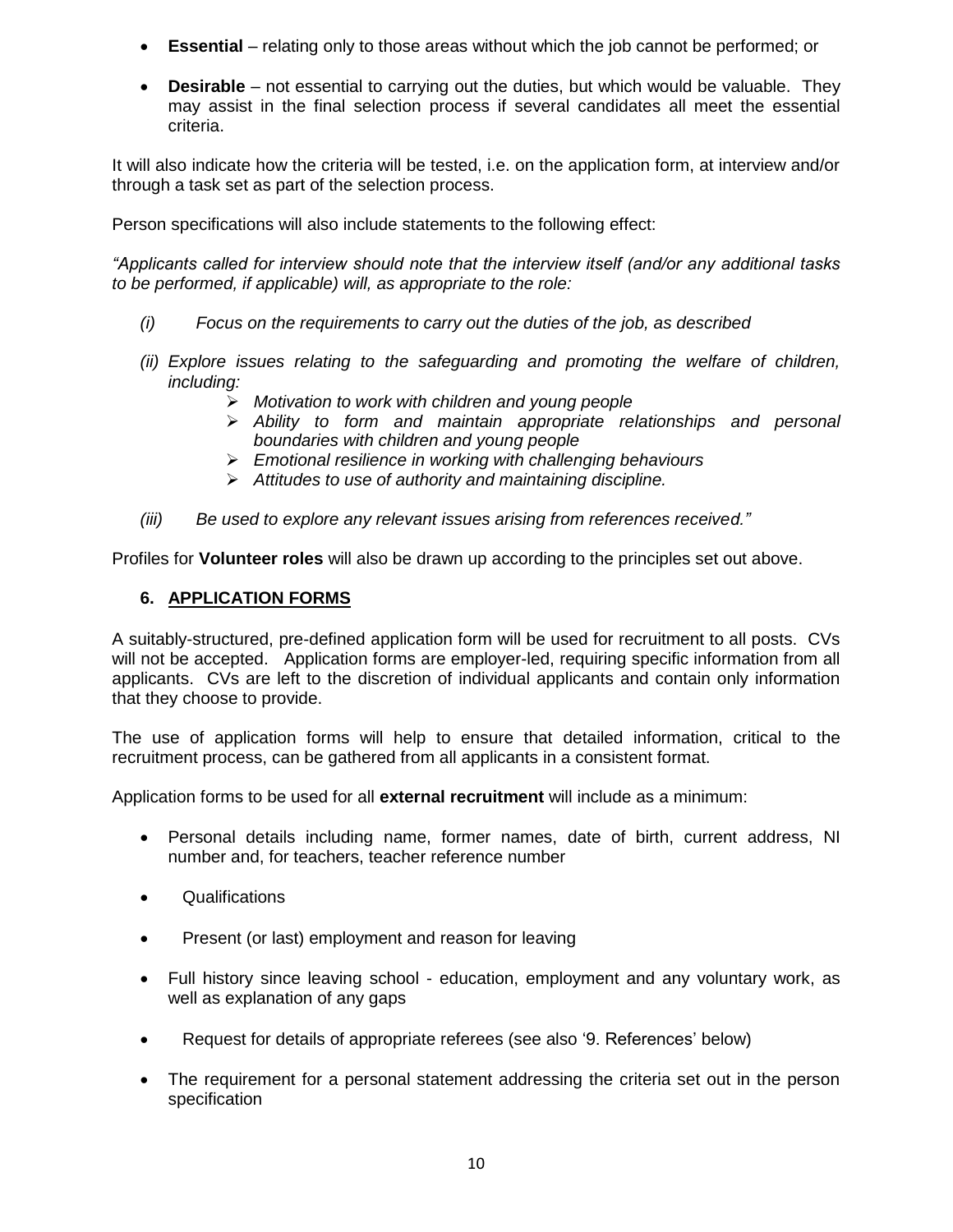- **Essential** – relating only to those areas without which the job cannot be performed; or

- **Desirable** – not essential to carrying out the duties, but which would be valuable. They may assist in the final selection process if several candidates all meet the essential criteria.

It will also indicate how the criteria will be tested, i.e. on the application form, at interview and/or through a task set as part of the selection process.

Person specifications will also include statements to the following effect:

*"Applicants called for interview should note that the interview itself (and/or any additional tasks to be performed, if applicable) will, as appropriate to the role:*

*(i) Focus on the requirements to carry out the duties of the job, as described*

*(ii) Explore issues relating to the safeguarding and promoting the welfare of children, including:*
- *Motivation to work with children and young people*
- *Ability to form and maintain appropriate relationships and personal boundaries with children and young people*
- *Emotional resilience in working with challenging behaviours*
- *Attitudes to use of authority and maintaining discipline.*

*(iii) Be used to explore any relevant issues arising from references received."*

Profiles for **Volunteer roles** will also be drawn up according to the principles set out above.

## 6. APPLICATION FORMS

A suitably-structured, pre-defined application form will be used for recruitment to all posts. CVs will not be accepted. Application forms are employer-led, requiring specific information from all applicants. CVs are left to the discretion of individual applicants and contain only information that they choose to provide.

The use of application forms will help to ensure that detailed information, critical to the recruitment process, can be gathered from all applicants in a consistent format.

Application forms to be used for all **external recruitment** will include as a minimum:

- Personal details including name, former names, date of birth, current address, NI number and, for teachers, teacher reference number

- Qualifications

- Present (or last) employment and reason for leaving

- Full history since leaving school - education, employment and any voluntary work, as well as explanation of any gaps

- Request for details of appropriate referees (see also '9. References' below)

- The requirement for a personal statement addressing the criteria set out in the person specification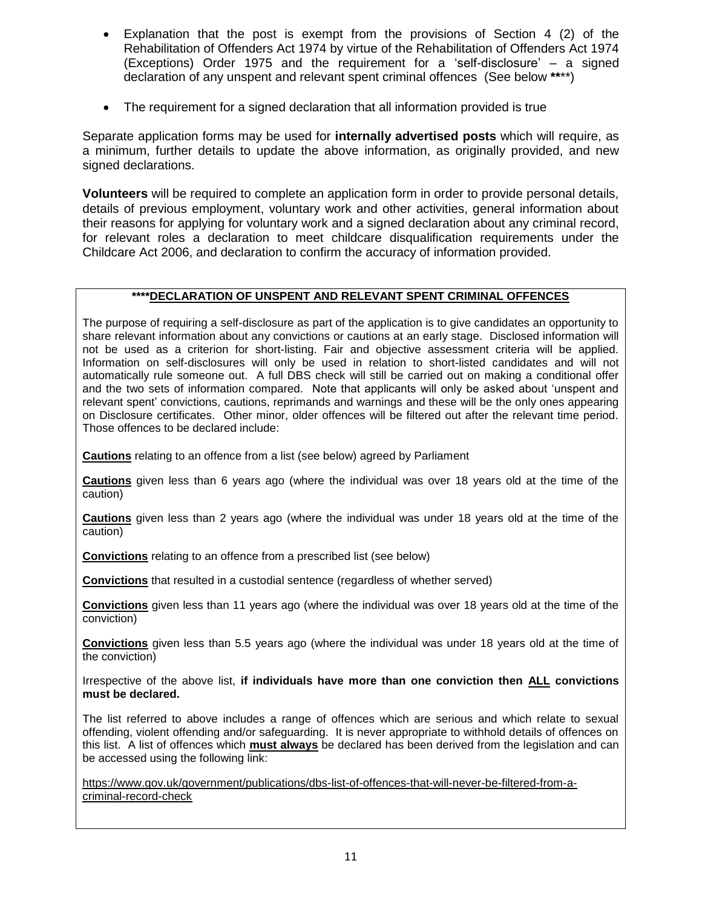- Explanation that the post is exempt from the provisions of Section 4 (2) of the Rehabilitation of Offenders Act 1974 by virtue of the Rehabilitation of Offenders Act 1974 (Exceptions) Order 1975 and the requirement for a 'self-disclosure' – a signed declaration of any unspent and relevant spent criminal offences (See below ****)

- The requirement for a signed declaration that all information provided is true

Separate application forms may be used for **internally advertised posts** which will require, as a minimum, further details to update the above information, as originally provided, and new signed declarations.

**Volunteers** will be required to complete an application form in order to provide personal details, details of previous employment, voluntary work and other activities, general information about their reasons for applying for voluntary work and a signed declaration about any criminal record, for relevant roles a declaration to meet childcare disqualification requirements under the Childcare Act 2006, and declaration to confirm the accuracy of information provided.

**\*\*\*\*DECLARATION OF UNSPENT AND RELEVANT SPENT CRIMINAL OFFENCES**

The purpose of requiring a self-disclosure as part of the application is to give candidates an opportunity to share relevant information about any convictions or cautions at an early stage. Disclosed information will not be used as a criterion for short-listing. Fair and objective assessment criteria will be applied. Information on self-disclosures will only be used in relation to short-listed candidates and will not automatically rule someone out. A full DBS check will still be carried out on making a conditional offer and the two sets of information compared. Note that applicants will only be asked about 'unspent and relevant spent' convictions, cautions, reprimands and warnings and these will be the only ones appearing on Disclosure certificates. Other minor, older offences will be filtered out after the relevant time period. Those offences to be declared include:

**Cautions** relating to an offence from a list (see below) agreed by Parliament

**Cautions** given less than 6 years ago (where the individual was over 18 years old at the time of the caution)

**Cautions** given less than 2 years ago (where the individual was under 18 years old at the time of the caution)

**Convictions** relating to an offence from a prescribed list (see below)

**Convictions** that resulted in a custodial sentence (regardless of whether served)

**Convictions** given less than 11 years ago (where the individual was over 18 years old at the time of the conviction)

**Convictions** given less than 5.5 years ago (where the individual was under 18 years old at the time of the conviction)

Irrespective of the above list, **if individuals have more than one conviction then ALL convictions must be declared.**

The list referred to above includes a range of offences which are serious and which relate to sexual offending, violent offending and/or safeguarding. It is never appropriate to withhold details of offences on this list. A list of offences which **must always** be declared has been derived from the legislation and can be accessed using the following link:

https://www.gov.uk/government/publications/dbs-list-of-offences-that-will-never-be-filtered-from-a-criminal-record-check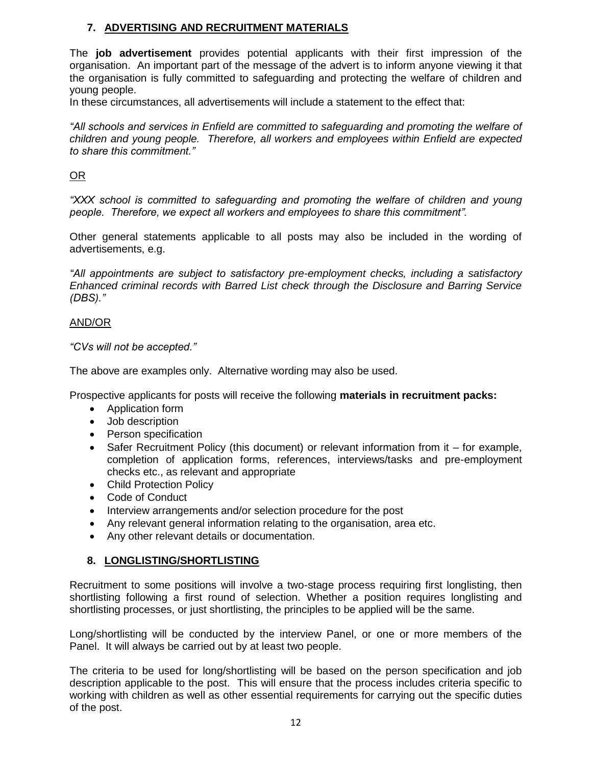## 7. ADVERTISING AND RECRUITMENT MATERIALS

The **job advertisement** provides potential applicants with their first impression of the organisation. An important part of the message of the advert is to inform anyone viewing it that the organisation is fully committed to safeguarding and protecting the welfare of children and young people.

In these circumstances, all advertisements will include a statement to the effect that:

*"All schools and services in Enfield are committed to safeguarding and promoting the welfare of children and young people. Therefore, all workers and employees within Enfield are expected to share this commitment."*

OR

*"XXX school is committed to safeguarding and promoting the welfare of children and young people. Therefore, we expect all workers and employees to share this commitment".*

Other general statements applicable to all posts may also be included in the wording of advertisements, e.g.

*"All appointments are subject to satisfactory pre-employment checks, including a satisfactory Enhanced criminal records with Barred List check through the Disclosure and Barring Service (DBS)."*

AND/OR

*"CVs will not be accepted."*

The above are examples only. Alternative wording may also be used.

Prospective applicants for posts will receive the following **materials in recruitment packs:**

- Application form
- Job description
- Person specification
- Safer Recruitment Policy (this document) or relevant information from it – for example, completion of application forms, references, interviews/tasks and pre-employment checks etc., as relevant and appropriate
- Child Protection Policy
- Code of Conduct
- Interview arrangements and/or selection procedure for the post
- Any relevant general information relating to the organisation, area etc.
- Any other relevant details or documentation.

## 8. LONGLISTING/SHORTLISTING

Recruitment to some positions will involve a two-stage process requiring first longlisting, then shortlisting following a first round of selection. Whether a position requires longlisting and shortlisting processes, or just shortlisting, the principles to be applied will be the same.

Long/shortlisting will be conducted by the interview Panel, or one or more members of the Panel. It will always be carried out by at least two people.

The criteria to be used for long/shortlisting will be based on the person specification and job description applicable to the post. This will ensure that the process includes criteria specific to working with children as well as other essential requirements for carrying out the specific duties of the post.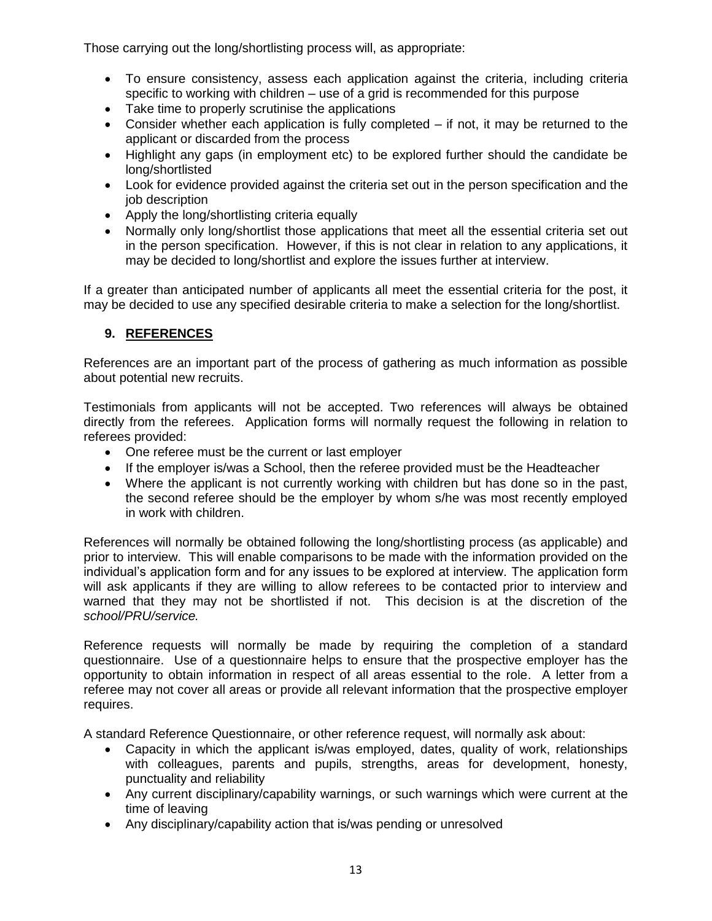Those carrying out the long/shortlisting process will, as appropriate:

- To ensure consistency, assess each application against the criteria, including criteria specific to working with children – use of a grid is recommended for this purpose
- Take time to properly scrutinise the applications
- Consider whether each application is fully completed – if not, it may be returned to the applicant or discarded from the process
- Highlight any gaps (in employment etc) to be explored further should the candidate be long/shortlisted
- Look for evidence provided against the criteria set out in the person specification and the job description
- Apply the long/shortlisting criteria equally
- Normally only long/shortlist those applications that meet all the essential criteria set out in the person specification. However, if this is not clear in relation to any applications, it may be decided to long/shortlist and explore the issues further at interview.

If a greater than anticipated number of applicants all meet the essential criteria for the post, it may be decided to use any specified desirable criteria to make a selection for the long/shortlist.

## 9. REFERENCES

References are an important part of the process of gathering as much information as possible about potential new recruits.

Testimonials from applicants will not be accepted. Two references will always be obtained directly from the referees. Application forms will normally request the following in relation to referees provided:

- One referee must be the current or last employer
- If the employer is/was a School, then the referee provided must be the Headteacher
- Where the applicant is not currently working with children but has done so in the past, the second referee should be the employer by whom s/he was most recently employed in work with children.

References will normally be obtained following the long/shortlisting process (as applicable) and prior to interview. This will enable comparisons to be made with the information provided on the individual's application form and for any issues to be explored at interview. The application form will ask applicants if they are willing to allow referees to be contacted prior to interview and warned that they may not be shortlisted if not. This decision is at the discretion of the *school/PRU/service.*

Reference requests will normally be made by requiring the completion of a standard questionnaire. Use of a questionnaire helps to ensure that the prospective employer has the opportunity to obtain information in respect of all areas essential to the role. A letter from a referee may not cover all areas or provide all relevant information that the prospective employer requires.

A standard Reference Questionnaire, or other reference request, will normally ask about:

- Capacity in which the applicant is/was employed, dates, quality of work, relationships with colleagues, parents and pupils, strengths, areas for development, honesty, punctuality and reliability
- Any current disciplinary/capability warnings, or such warnings which were current at the time of leaving
- Any disciplinary/capability action that is/was pending or unresolved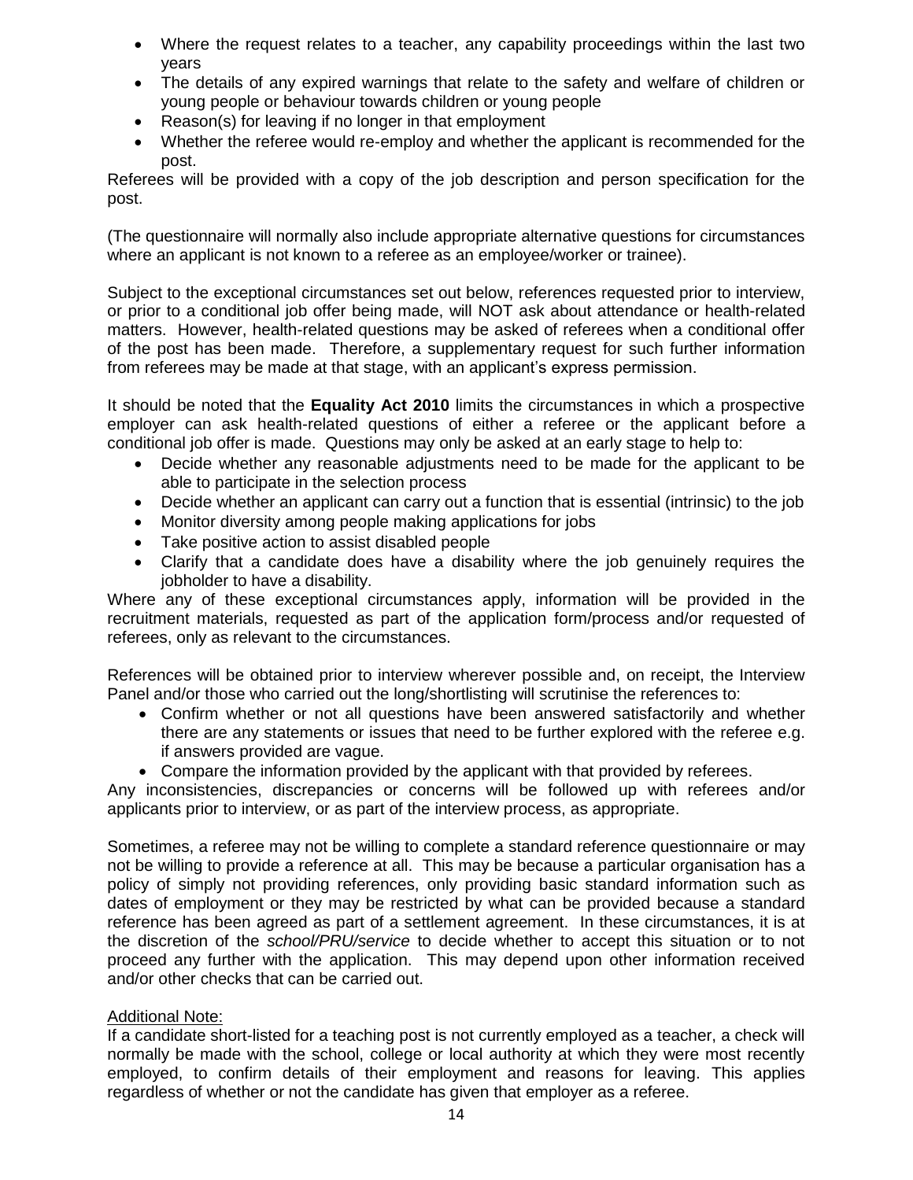- Where the request relates to a teacher, any capability proceedings within the last two years
- The details of any expired warnings that relate to the safety and welfare of children or young people or behaviour towards children or young people
- Reason(s) for leaving if no longer in that employment
- Whether the referee would re-employ and whether the applicant is recommended for the post.

Referees will be provided with a copy of the job description and person specification for the post.

(The questionnaire will normally also include appropriate alternative questions for circumstances where an applicant is not known to a referee as an employee/worker or trainee).

Subject to the exceptional circumstances set out below, references requested prior to interview, or prior to a conditional job offer being made, will NOT ask about attendance or health-related matters. However, health-related questions may be asked of referees when a conditional offer of the post has been made. Therefore, a supplementary request for such further information from referees may be made at that stage, with an applicant's express permission.

It should be noted that the **Equality Act 2010** limits the circumstances in which a prospective employer can ask health-related questions of either a referee or the applicant before a conditional job offer is made. Questions may only be asked at an early stage to help to:

- Decide whether any reasonable adjustments need to be made for the applicant to be able to participate in the selection process
- Decide whether an applicant can carry out a function that is essential (intrinsic) to the job
- Monitor diversity among people making applications for jobs
- Take positive action to assist disabled people
- Clarify that a candidate does have a disability where the job genuinely requires the jobholder to have a disability.

Where any of these exceptional circumstances apply, information will be provided in the recruitment materials, requested as part of the application form/process and/or requested of referees, only as relevant to the circumstances.

References will be obtained prior to interview wherever possible and, on receipt, the Interview Panel and/or those who carried out the long/shortlisting will scrutinise the references to:

- Confirm whether or not all questions have been answered satisfactorily and whether there are any statements or issues that need to be further explored with the referee e.g. if answers provided are vague.
- Compare the information provided by the applicant with that provided by referees.

Any inconsistencies, discrepancies or concerns will be followed up with referees and/or applicants prior to interview, or as part of the interview process, as appropriate.

Sometimes, a referee may not be willing to complete a standard reference questionnaire or may not be willing to provide a reference at all. This may be because a particular organisation has a policy of simply not providing references, only providing basic standard information such as dates of employment or they may be restricted by what can be provided because a standard reference has been agreed as part of a settlement agreement. In these circumstances, it is at the discretion of the *school/PRU/service* to decide whether to accept this situation or to not proceed any further with the application. This may depend upon other information received and/or other checks that can be carried out.

Additional Note:

If a candidate short-listed for a teaching post is not currently employed as a teacher, a check will normally be made with the school, college or local authority at which they were most recently employed, to confirm details of their employment and reasons for leaving. This applies regardless of whether or not the candidate has given that employer as a referee.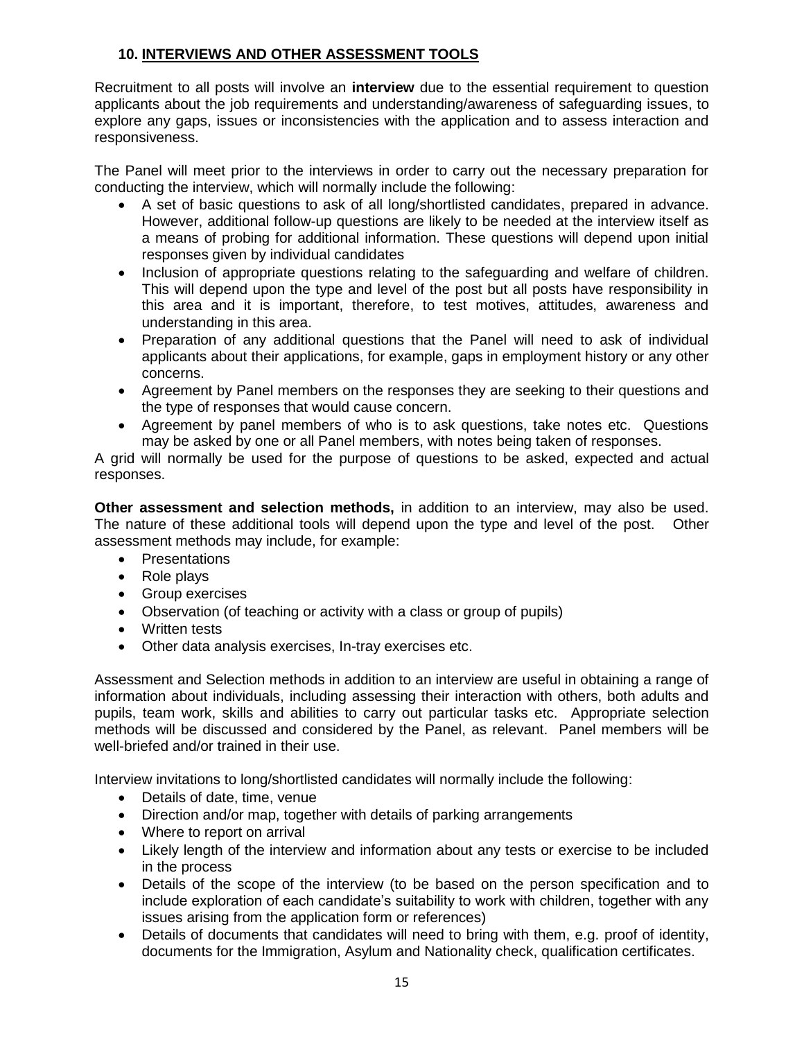## 10. INTERVIEWS AND OTHER ASSESSMENT TOOLS

Recruitment to all posts will involve an **interview** due to the essential requirement to question applicants about the job requirements and understanding/awareness of safeguarding issues, to explore any gaps, issues or inconsistencies with the application and to assess interaction and responsiveness.

The Panel will meet prior to the interviews in order to carry out the necessary preparation for conducting the interview, which will normally include the following:

- A set of basic questions to ask of all long/shortlisted candidates, prepared in advance. However, additional follow-up questions are likely to be needed at the interview itself as a means of probing for additional information. These questions will depend upon initial responses given by individual candidates
- Inclusion of appropriate questions relating to the safeguarding and welfare of children. This will depend upon the type and level of the post but all posts have responsibility in this area and it is important, therefore, to test motives, attitudes, awareness and understanding in this area.
- Preparation of any additional questions that the Panel will need to ask of individual applicants about their applications, for example, gaps in employment history or any other concerns.
- Agreement by Panel members on the responses they are seeking to their questions and the type of responses that would cause concern.
- Agreement by panel members of who is to ask questions, take notes etc. Questions may be asked by one or all Panel members, with notes being taken of responses.

A grid will normally be used for the purpose of questions to be asked, expected and actual responses.

**Other assessment and selection methods,** in addition to an interview, may also be used. The nature of these additional tools will depend upon the type and level of the post. Other assessment methods may include, for example:

- Presentations
- Role plays
- Group exercises
- Observation (of teaching or activity with a class or group of pupils)
- Written tests
- Other data analysis exercises, In-tray exercises etc.

Assessment and Selection methods in addition to an interview are useful in obtaining a range of information about individuals, including assessing their interaction with others, both adults and pupils, team work, skills and abilities to carry out particular tasks etc. Appropriate selection methods will be discussed and considered by the Panel, as relevant. Panel members will be well-briefed and/or trained in their use.

Interview invitations to long/shortlisted candidates will normally include the following:

- Details of date, time, venue
- Direction and/or map, together with details of parking arrangements
- Where to report on arrival
- Likely length of the interview and information about any tests or exercise to be included in the process
- Details of the scope of the interview (to be based on the person specification and to include exploration of each candidate's suitability to work with children, together with any issues arising from the application form or references)
- Details of documents that candidates will need to bring with them, e.g. proof of identity, documents for the Immigration, Asylum and Nationality check, qualification certificates.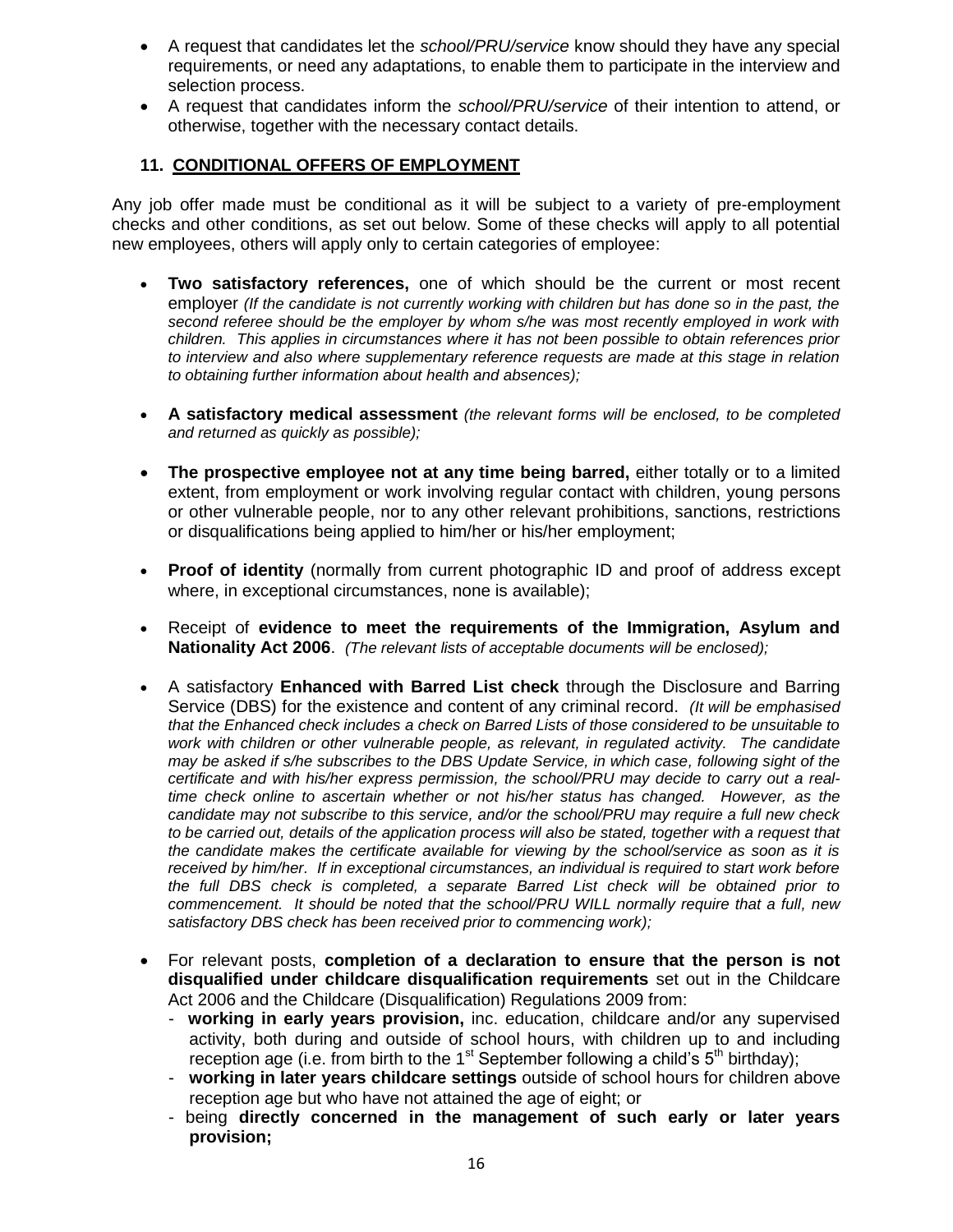- A request that candidates let the *school/PRU/service* know should they have any special requirements, or need any adaptations, to enable them to participate in the interview and selection process.
- A request that candidates inform the *school/PRU/service* of their intention to attend, or otherwise, together with the necessary contact details.

## 11. CONDITIONAL OFFERS OF EMPLOYMENT

Any job offer made must be conditional as it will be subject to a variety of pre-employment checks and other conditions, as set out below. Some of these checks will apply to all potential new employees, others will apply only to certain categories of employee:

- **Two satisfactory references,** one of which should be the current or most recent employer *(If the candidate is not currently working with children but has done so in the past, the second referee should be the employer by whom s/he was most recently employed in work with children. This applies in circumstances where it has not been possible to obtain references prior to interview and also where supplementary reference requests are made at this stage in relation to obtaining further information about health and absences);*

- **A satisfactory medical assessment** *(the relevant forms will be enclosed, to be completed and returned as quickly as possible);*

- **The prospective employee not at any time being barred,** either totally or to a limited extent, from employment or work involving regular contact with children, young persons or other vulnerable people, nor to any other relevant prohibitions, sanctions, restrictions or disqualifications being applied to him/her or his/her employment;

- **Proof of identity** (normally from current photographic ID and proof of address except where, in exceptional circumstances, none is available);

- Receipt of **evidence to meet the requirements of the Immigration, Asylum and Nationality Act 2006**. *(The relevant lists of acceptable documents will be enclosed);*

- A satisfactory **Enhanced with Barred List check** through the Disclosure and Barring Service (DBS) for the existence and content of any criminal record. *(It will be emphasised that the Enhanced check includes a check on Barred Lists of those considered to be unsuitable to work with children or other vulnerable people, as relevant, in regulated activity. The candidate may be asked if s/he subscribes to the DBS Update Service, in which case, following sight of the certificate and with his/her express permission, the school/PRU may decide to carry out a real-time check online to ascertain whether or not his/her status has changed. However, as the candidate may not subscribe to this service, and/or the school/PRU may require a full new check to be carried out, details of the application process will also be stated, together with a request that the candidate makes the certificate available for viewing by the school/service as soon as it is received by him/her. If in exceptional circumstances, an individual is required to start work before the full DBS check is completed, a separate Barred List check will be obtained prior to commencement. It should be noted that the school/PRU WILL normally require that a full, new satisfactory DBS check has been received prior to commencing work);*

- For relevant posts, **completion of a declaration to ensure that the person is not disqualified under childcare disqualification requirements** set out in the Childcare Act 2006 and the Childcare (Disqualification) Regulations 2009 from:
  - **working in early years provision,** inc. education, childcare and/or any supervised activity, both during and outside of school hours, with children up to and including reception age (i.e. from birth to the 1st September following a child's 5th birthday);
  - **working in later years childcare settings** outside of school hours for children above reception age but who have not attained the age of eight; or
  - being **directly concerned in the management of such early or later years provision;**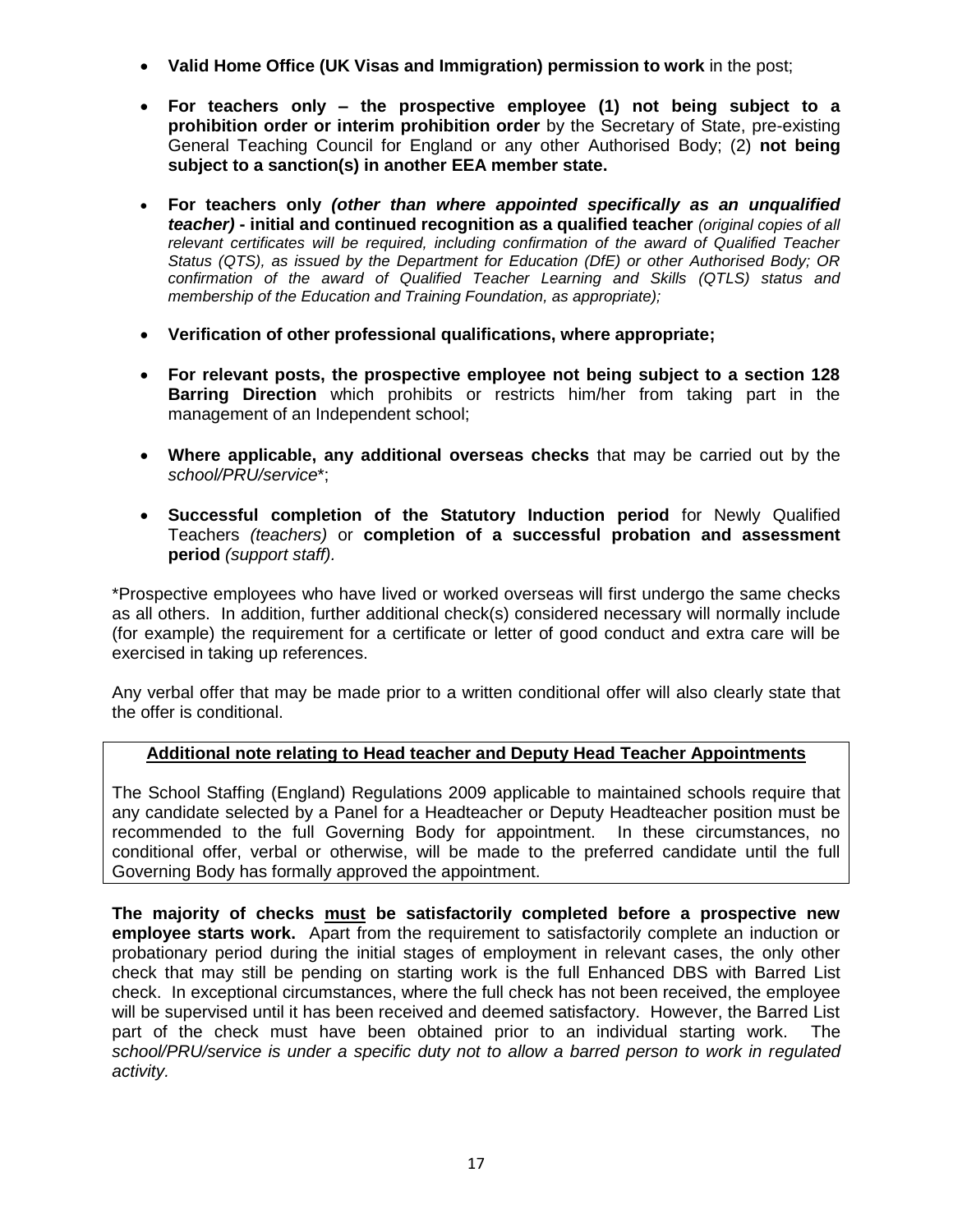- **Valid Home Office (UK Visas and Immigration) permission to work** in the post;

- **For teachers only – the prospective employee (1) not being subject to a prohibition order or interim prohibition order** by the Secretary of State, pre-existing General Teaching Council for England or any other Authorised Body; (2) **not being subject to a sanction(s) in another EEA member state.**

- **For teachers only *(other than where appointed specifically as an unqualified teacher)* - initial and continued recognition as a qualified teacher** *(original copies of all relevant certificates will be required, including confirmation of the award of Qualified Teacher Status (QTS), as issued by the Department for Education (DfE) or other Authorised Body; OR confirmation of the award of Qualified Teacher Learning and Skills (QTLS) status and membership of the Education and Training Foundation, as appropriate);*

- **Verification of other professional qualifications, where appropriate;**

- **For relevant posts, the prospective employee not being subject to a section 128 Barring Direction** which prohibits or restricts him/her from taking part in the management of an Independent school;

- **Where applicable, any additional overseas checks** that may be carried out by the *school/PRU/service*\*;

- **Successful completion of the Statutory Induction period** for Newly Qualified Teachers *(teachers)* or **completion of a successful probation and assessment period** *(support staff).*

\*Prospective employees who have lived or worked overseas will first undergo the same checks as all others. In addition, further additional check(s) considered necessary will normally include (for example) the requirement for a certificate or letter of good conduct and extra care will be exercised in taking up references.

Any verbal offer that may be made prior to a written conditional offer will also clearly state that the offer is conditional.

**Additional note relating to Head teacher and Deputy Head Teacher Appointments**

The School Staffing (England) Regulations 2009 applicable to maintained schools require that any candidate selected by a Panel for a Headteacher or Deputy Headteacher position must be recommended to the full Governing Body for appointment. In these circumstances, no conditional offer, verbal or otherwise, will be made to the preferred candidate until the full Governing Body has formally approved the appointment.

**The majority of checks must be satisfactorily completed before a prospective new employee starts work.** Apart from the requirement to satisfactorily complete an induction or probationary period during the initial stages of employment in relevant cases, the only other check that may still be pending on starting work is the full Enhanced DBS with Barred List check. In exceptional circumstances, where the full check has not been received, the employee will be supervised until it has been received and deemed satisfactory. However, the Barred List part of the check must have been obtained prior to an individual starting work. The *school/PRU/service is under a specific duty not to allow a barred person to work in regulated activity.*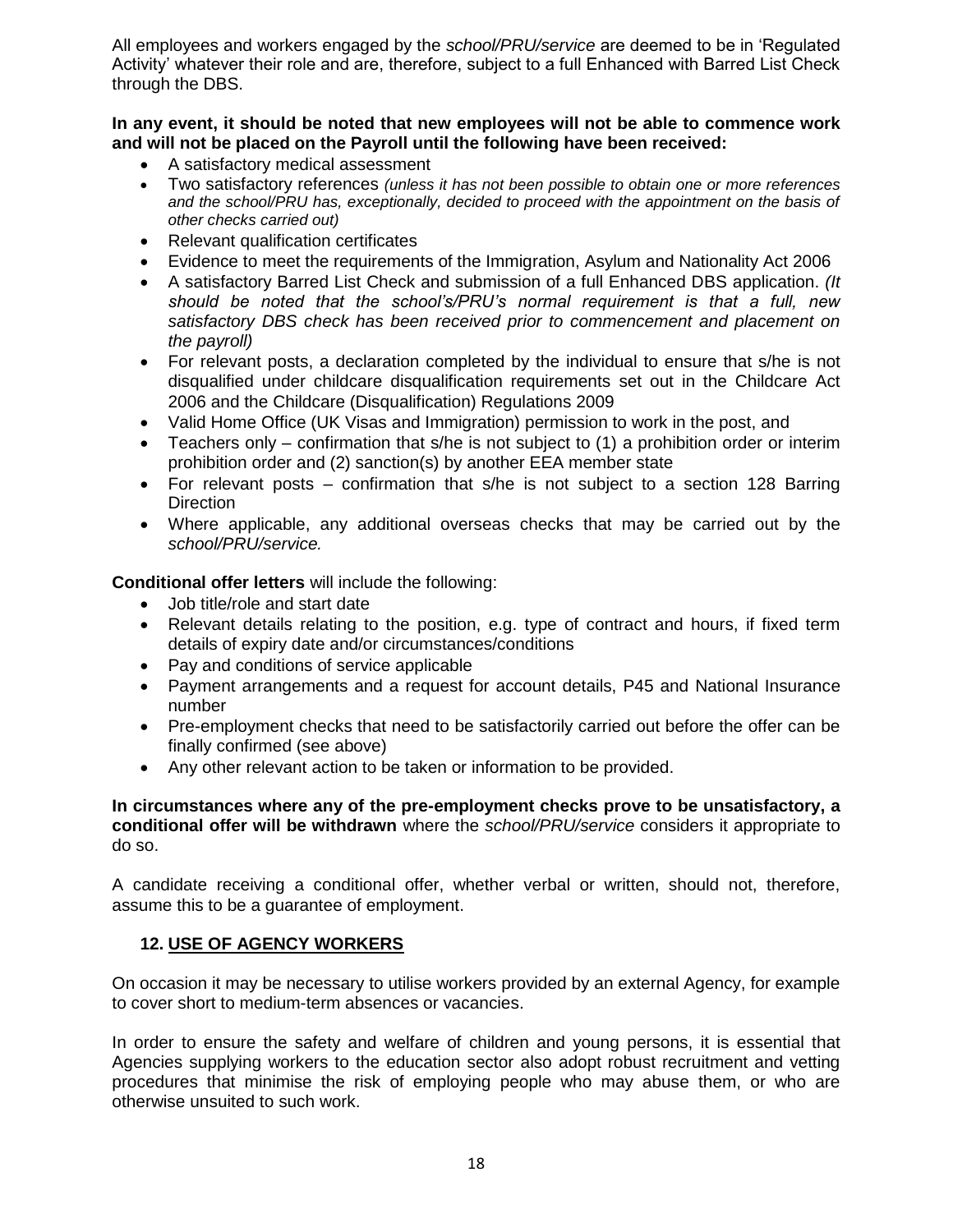All employees and workers engaged by the *school/PRU/service* are deemed to be in 'Regulated Activity' whatever their role and are, therefore, subject to a full Enhanced with Barred List Check through the DBS.

**In any event, it should be noted that new employees will not be able to commence work and will not be placed on the Payroll until the following have been received:**

- A satisfactory medical assessment
- Two satisfactory references *(unless it has not been possible to obtain one or more references and the school/PRU has, exceptionally, decided to proceed with the appointment on the basis of other checks carried out)*
- Relevant qualification certificates
- Evidence to meet the requirements of the Immigration, Asylum and Nationality Act 2006
- A satisfactory Barred List Check and submission of a full Enhanced DBS application. *(It should be noted that the school's/PRU's normal requirement is that a full, new satisfactory DBS check has been received prior to commencement and placement on the payroll)*
- For relevant posts, a declaration completed by the individual to ensure that s/he is not disqualified under childcare disqualification requirements set out in the Childcare Act 2006 and the Childcare (Disqualification) Regulations 2009
- Valid Home Office (UK Visas and Immigration) permission to work in the post, and
- Teachers only – confirmation that s/he is not subject to (1) a prohibition order or interim prohibition order and (2) sanction(s) by another EEA member state
- For relevant posts – confirmation that s/he is not subject to a section 128 Barring Direction
- Where applicable, any additional overseas checks that may be carried out by the *school/PRU/service.*

**Conditional offer letters** will include the following:

- Job title/role and start date
- Relevant details relating to the position, e.g. type of contract and hours, if fixed term details of expiry date and/or circumstances/conditions
- Pay and conditions of service applicable
- Payment arrangements and a request for account details, P45 and National Insurance number
- Pre-employment checks that need to be satisfactorily carried out before the offer can be finally confirmed (see above)
- Any other relevant action to be taken or information to be provided.

**In circumstances where any of the pre-employment checks prove to be unsatisfactory, a conditional offer will be withdrawn** where the *school/PRU/service* considers it appropriate to do so.

A candidate receiving a conditional offer, whether verbal or written, should not, therefore, assume this to be a guarantee of employment.

## 12. USE OF AGENCY WORKERS

On occasion it may be necessary to utilise workers provided by an external Agency, for example to cover short to medium-term absences or vacancies.

In order to ensure the safety and welfare of children and young persons, it is essential that Agencies supplying workers to the education sector also adopt robust recruitment and vetting procedures that minimise the risk of employing people who may abuse them, or who are otherwise unsuited to such work.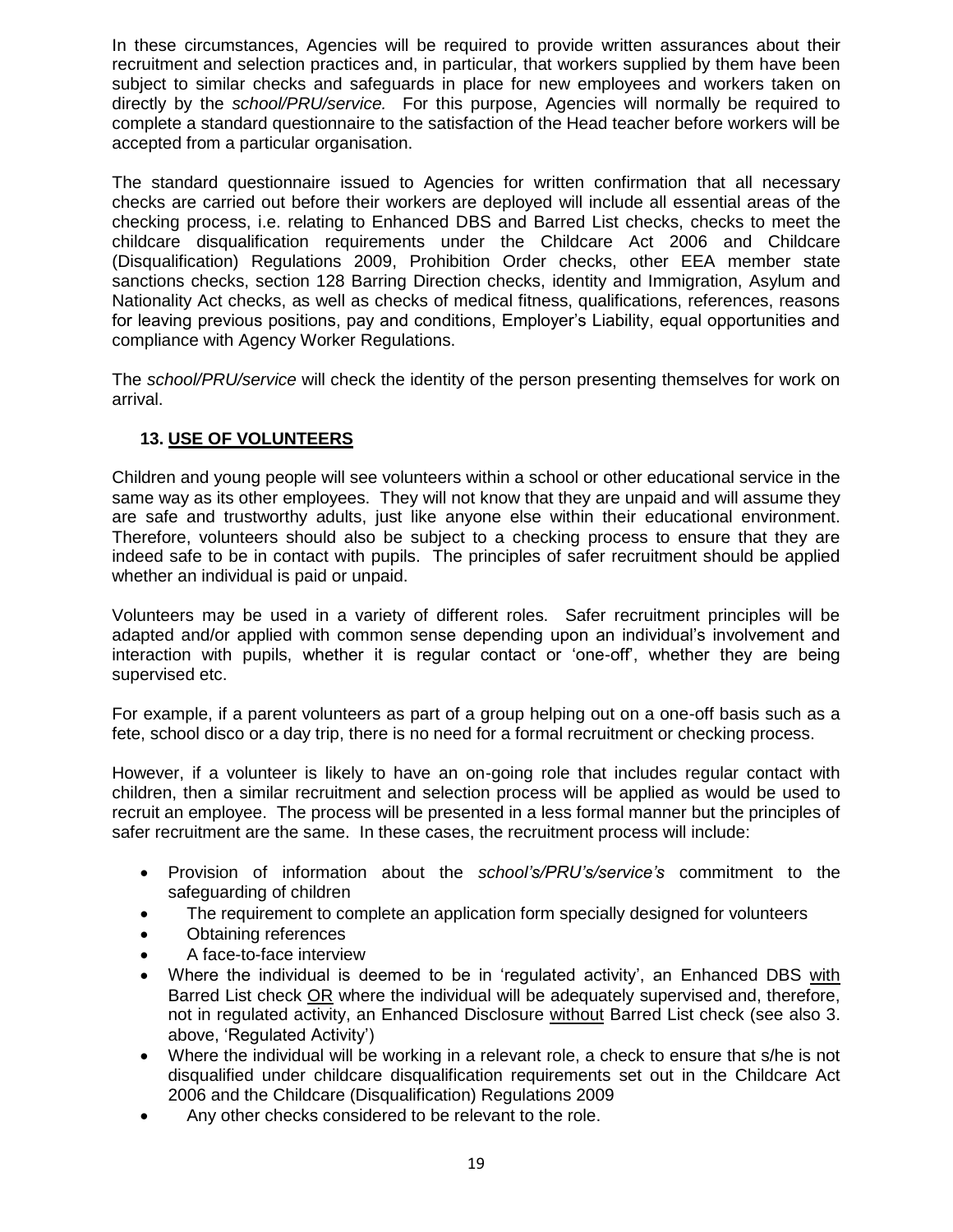In these circumstances, Agencies will be required to provide written assurances about their recruitment and selection practices and, in particular, that workers supplied by them have been subject to similar checks and safeguards in place for new employees and workers taken on directly by the *school/PRU/service.* For this purpose, Agencies will normally be required to complete a standard questionnaire to the satisfaction of the Head teacher before workers will be accepted from a particular organisation.

The standard questionnaire issued to Agencies for written confirmation that all necessary checks are carried out before their workers are deployed will include all essential areas of the checking process, i.e. relating to Enhanced DBS and Barred List checks, checks to meet the childcare disqualification requirements under the Childcare Act 2006 and Childcare (Disqualification) Regulations 2009, Prohibition Order checks, other EEA member state sanctions checks, section 128 Barring Direction checks, identity and Immigration, Asylum and Nationality Act checks, as well as checks of medical fitness, qualifications, references, reasons for leaving previous positions, pay and conditions, Employer's Liability, equal opportunities and compliance with Agency Worker Regulations.

The *school/PRU/service* will check the identity of the person presenting themselves for work on arrival.

## 13. USE OF VOLUNTEERS

Children and young people will see volunteers within a school or other educational service in the same way as its other employees. They will not know that they are unpaid and will assume they are safe and trustworthy adults, just like anyone else within their educational environment. Therefore, volunteers should also be subject to a checking process to ensure that they are indeed safe to be in contact with pupils. The principles of safer recruitment should be applied whether an individual is paid or unpaid.

Volunteers may be used in a variety of different roles. Safer recruitment principles will be adapted and/or applied with common sense depending upon an individual's involvement and interaction with pupils, whether it is regular contact or 'one-off', whether they are being supervised etc.

For example, if a parent volunteers as part of a group helping out on a one-off basis such as a fete, school disco or a day trip, there is no need for a formal recruitment or checking process.

However, if a volunteer is likely to have an on-going role that includes regular contact with children, then a similar recruitment and selection process will be applied as would be used to recruit an employee. The process will be presented in a less formal manner but the principles of safer recruitment are the same. In these cases, the recruitment process will include:

- Provision of information about the *school's/PRU's/service's* commitment to the safeguarding of children
- The requirement to complete an application form specially designed for volunteers
- Obtaining references
- A face-to-face interview
- Where the individual is deemed to be in 'regulated activity', an Enhanced DBS with Barred List check OR where the individual will be adequately supervised and, therefore, not in regulated activity, an Enhanced Disclosure without Barred List check (see also 3. above, 'Regulated Activity')
- Where the individual will be working in a relevant role, a check to ensure that s/he is not disqualified under childcare disqualification requirements set out in the Childcare Act 2006 and the Childcare (Disqualification) Regulations 2009
- Any other checks considered to be relevant to the role.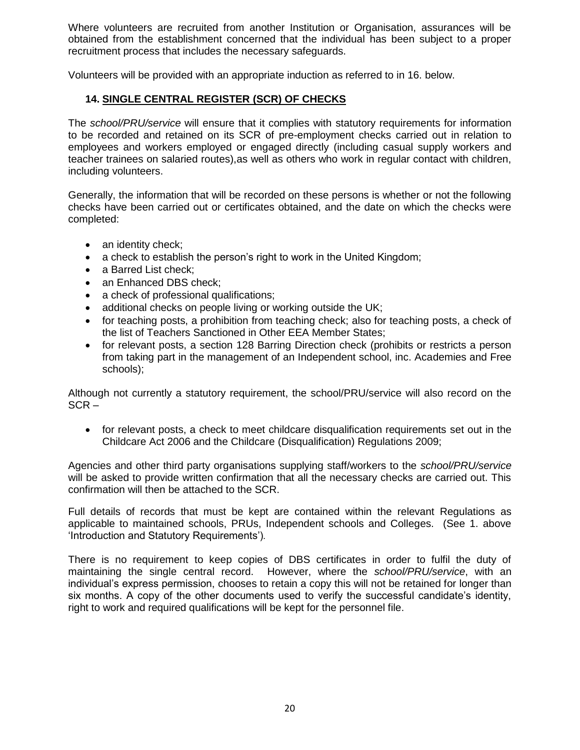Where volunteers are recruited from another Institution or Organisation, assurances will be obtained from the establishment concerned that the individual has been subject to a proper recruitment process that includes the necessary safeguards.

Volunteers will be provided with an appropriate induction as referred to in 16. below.

## 14. SINGLE CENTRAL REGISTER (SCR) OF CHECKS

The *school/PRU/service* will ensure that it complies with statutory requirements for information to be recorded and retained on its SCR of pre-employment checks carried out in relation to employees and workers employed or engaged directly (including casual supply workers and teacher trainees on salaried routes),as well as others who work in regular contact with children, including volunteers.

Generally, the information that will be recorded on these persons is whether or not the following checks have been carried out or certificates obtained, and the date on which the checks were completed:

- an identity check;
- a check to establish the person's right to work in the United Kingdom;
- a Barred List check;
- an Enhanced DBS check;
- a check of professional qualifications;
- additional checks on people living or working outside the UK;
- for teaching posts, a prohibition from teaching check; also for teaching posts, a check of the list of Teachers Sanctioned in Other EEA Member States;
- for relevant posts, a section 128 Barring Direction check (prohibits or restricts a person from taking part in the management of an Independent school, inc. Academies and Free schools);

Although not currently a statutory requirement, the school/PRU/service will also record on the SCR –

- for relevant posts, a check to meet childcare disqualification requirements set out in the Childcare Act 2006 and the Childcare (Disqualification) Regulations 2009;

Agencies and other third party organisations supplying staff/workers to the *school/PRU/service* will be asked to provide written confirmation that all the necessary checks are carried out. This confirmation will then be attached to the SCR.

Full details of records that must be kept are contained within the relevant Regulations as applicable to maintained schools, PRUs, Independent schools and Colleges. (See 1. above 'Introduction and Statutory Requirements').

There is no requirement to keep copies of DBS certificates in order to fulfil the duty of maintaining the single central record. However, where the *school/PRU/service*, with an individual's express permission, chooses to retain a copy this will not be retained for longer than six months. A copy of the other documents used to verify the successful candidate's identity, right to work and required qualifications will be kept for the personnel file.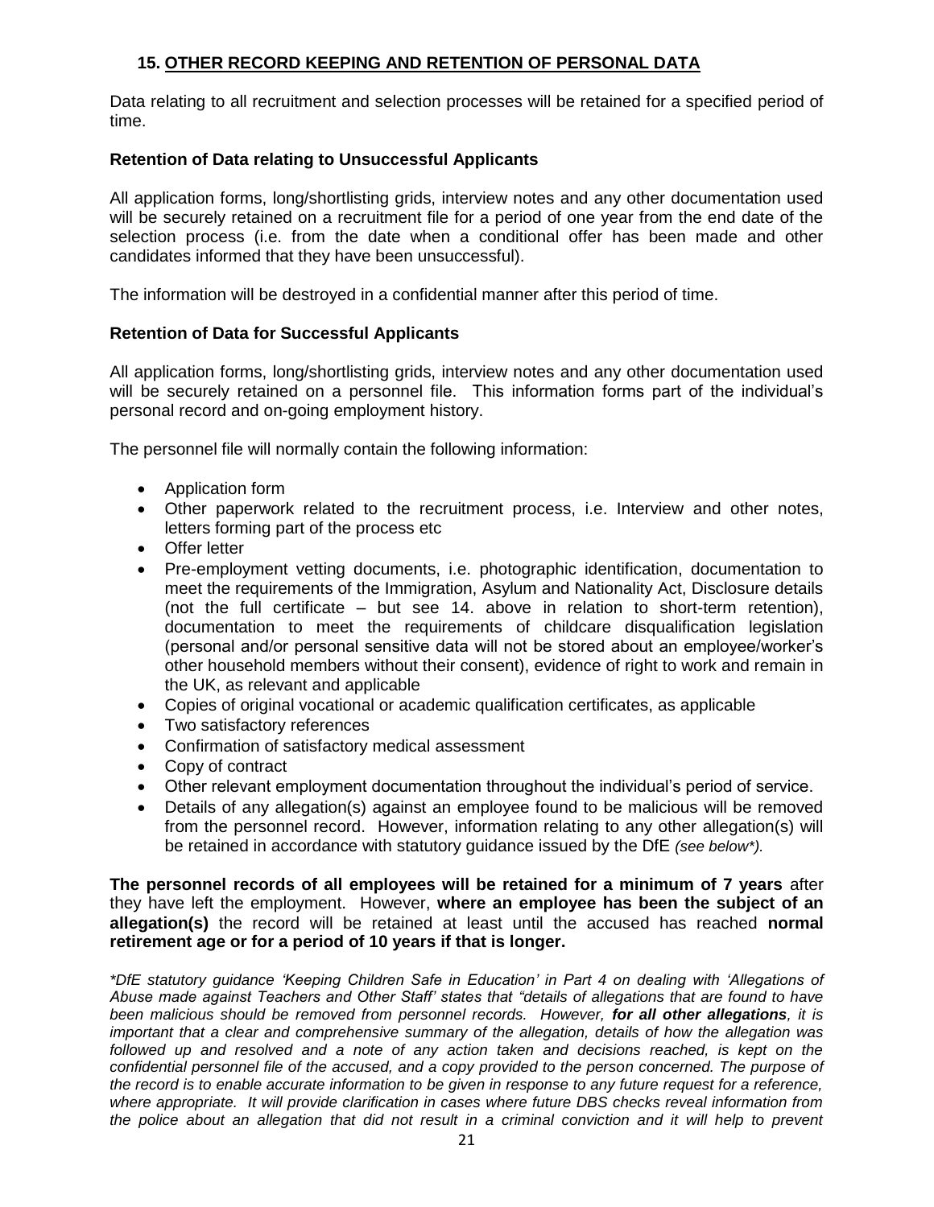## 15. OTHER RECORD KEEPING AND RETENTION OF PERSONAL DATA

Data relating to all recruitment and selection processes will be retained for a specified period of time.

### Retention of Data relating to Unsuccessful Applicants

All application forms, long/shortlisting grids, interview notes and any other documentation used will be securely retained on a recruitment file for a period of one year from the end date of the selection process (i.e. from the date when a conditional offer has been made and other candidates informed that they have been unsuccessful).

The information will be destroyed in a confidential manner after this period of time.

### Retention of Data for Successful Applicants

All application forms, long/shortlisting grids, interview notes and any other documentation used will be securely retained on a personnel file. This information forms part of the individual's personal record and on-going employment history.

The personnel file will normally contain the following information:

- Application form
- Other paperwork related to the recruitment process, i.e. Interview and other notes, letters forming part of the process etc
- Offer letter
- Pre-employment vetting documents, i.e. photographic identification, documentation to meet the requirements of the Immigration, Asylum and Nationality Act, Disclosure details (not the full certificate – but see 14. above in relation to short-term retention), documentation to meet the requirements of childcare disqualification legislation (personal and/or personal sensitive data will not be stored about an employee/worker's other household members without their consent), evidence of right to work and remain in the UK, as relevant and applicable
- Copies of original vocational or academic qualification certificates, as applicable
- Two satisfactory references
- Confirmation of satisfactory medical assessment
- Copy of contract
- Other relevant employment documentation throughout the individual's period of service.
- Details of any allegation(s) against an employee found to be malicious will be removed from the personnel record. However, information relating to any other allegation(s) will be retained in accordance with statutory guidance issued by the DfE *(see below\*).*

**The personnel records of all employees will be retained for a minimum of 7 years** after they have left the employment. However, **where an employee has been the subject of an allegation(s)** the record will be retained at least until the accused has reached **normal retirement age or for a period of 10 years if that is longer.**

*\*DfE statutory guidance 'Keeping Children Safe in Education' in Part 4 on dealing with 'Allegations of Abuse made against Teachers and Other Staff' states that "details of allegations that are found to have been malicious should be removed from personnel records. However, **for all other allegations**, it is important that a clear and comprehensive summary of the allegation, details of how the allegation was followed up and resolved and a note of any action taken and decisions reached, is kept on the confidential personnel file of the accused, and a copy provided to the person concerned. The purpose of the record is to enable accurate information to be given in response to any future request for a reference, where appropriate. It will provide clarification in cases where future DBS checks reveal information from the police about an allegation that did not result in a criminal conviction and it will help to prevent*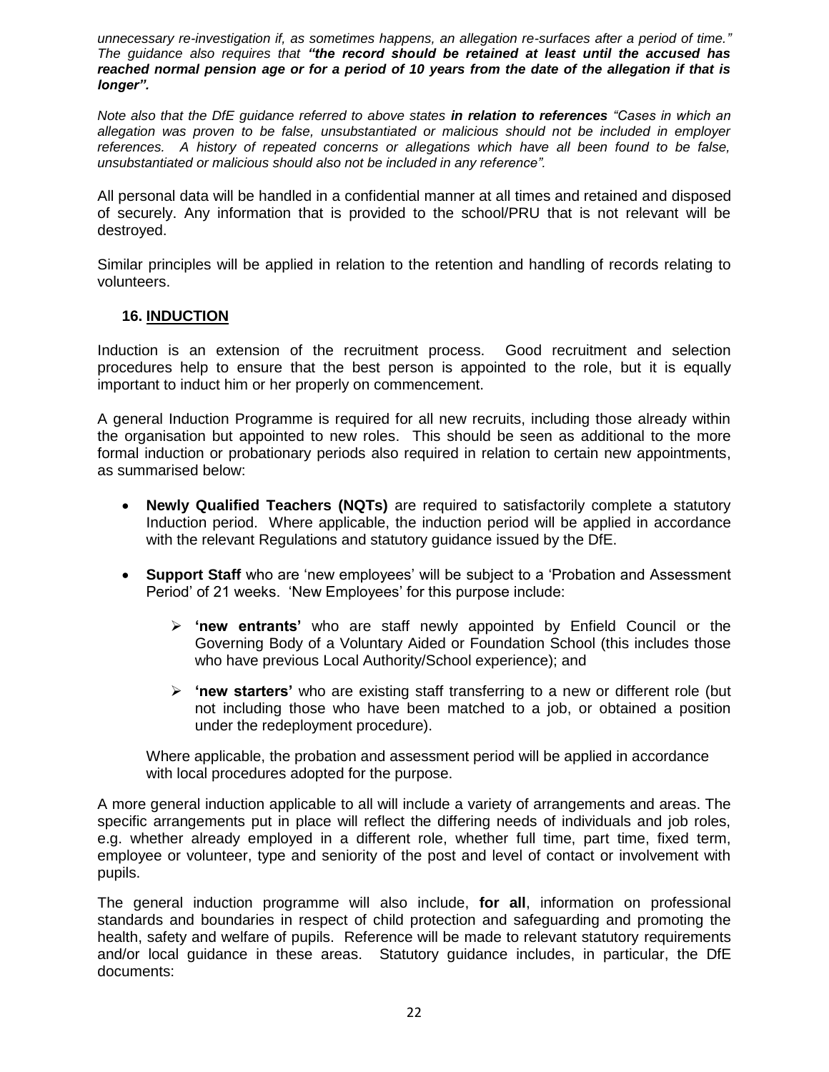*unnecessary re-investigation if, as sometimes happens, an allegation re-surfaces after a period of time." The guidance also requires that **"the record should be retained at least until the accused has reached normal pension age or for a period of 10 years from the date of the allegation if that is longer".***

*Note also that the DfE guidance referred to above states **in relation to references** "Cases in which an allegation was proven to be false, unsubstantiated or malicious should not be included in employer references. A history of repeated concerns or allegations which have all been found to be false, unsubstantiated or malicious should also not be included in any reference".*

All personal data will be handled in a confidential manner at all times and retained and disposed of securely. Any information that is provided to the school/PRU that is not relevant will be destroyed.

Similar principles will be applied in relation to the retention and handling of records relating to volunteers.

## 16. INDUCTION

Induction is an extension of the recruitment process. Good recruitment and selection procedures help to ensure that the best person is appointed to the role, but it is equally important to induct him or her properly on commencement.

A general Induction Programme is required for all new recruits, including those already within the organisation but appointed to new roles. This should be seen as additional to the more formal induction or probationary periods also required in relation to certain new appointments, as summarised below:

- **Newly Qualified Teachers (NQTs)** are required to satisfactorily complete a statutory Induction period. Where applicable, the induction period will be applied in accordance with the relevant Regulations and statutory guidance issued by the DfE.
- **Support Staff** who are 'new employees' will be subject to a 'Probation and Assessment Period' of 21 weeks. 'New Employees' for this purpose include:
  - **'new entrants'** who are staff newly appointed by Enfield Council or the Governing Body of a Voluntary Aided or Foundation School (this includes those who have previous Local Authority/School experience); and
  - **'new starters'** who are existing staff transferring to a new or different role (but not including those who have been matched to a job, or obtained a position under the redeployment procedure).

  Where applicable, the probation and assessment period will be applied in accordance with local procedures adopted for the purpose.

A more general induction applicable to all will include a variety of arrangements and areas. The specific arrangements put in place will reflect the differing needs of individuals and job roles, e.g. whether already employed in a different role, whether full time, part time, fixed term, employee or volunteer, type and seniority of the post and level of contact or involvement with pupils.

The general induction programme will also include, **for all**, information on professional standards and boundaries in respect of child protection and safeguarding and promoting the health, safety and welfare of pupils. Reference will be made to relevant statutory requirements and/or local guidance in these areas. Statutory guidance includes, in particular, the DfE documents: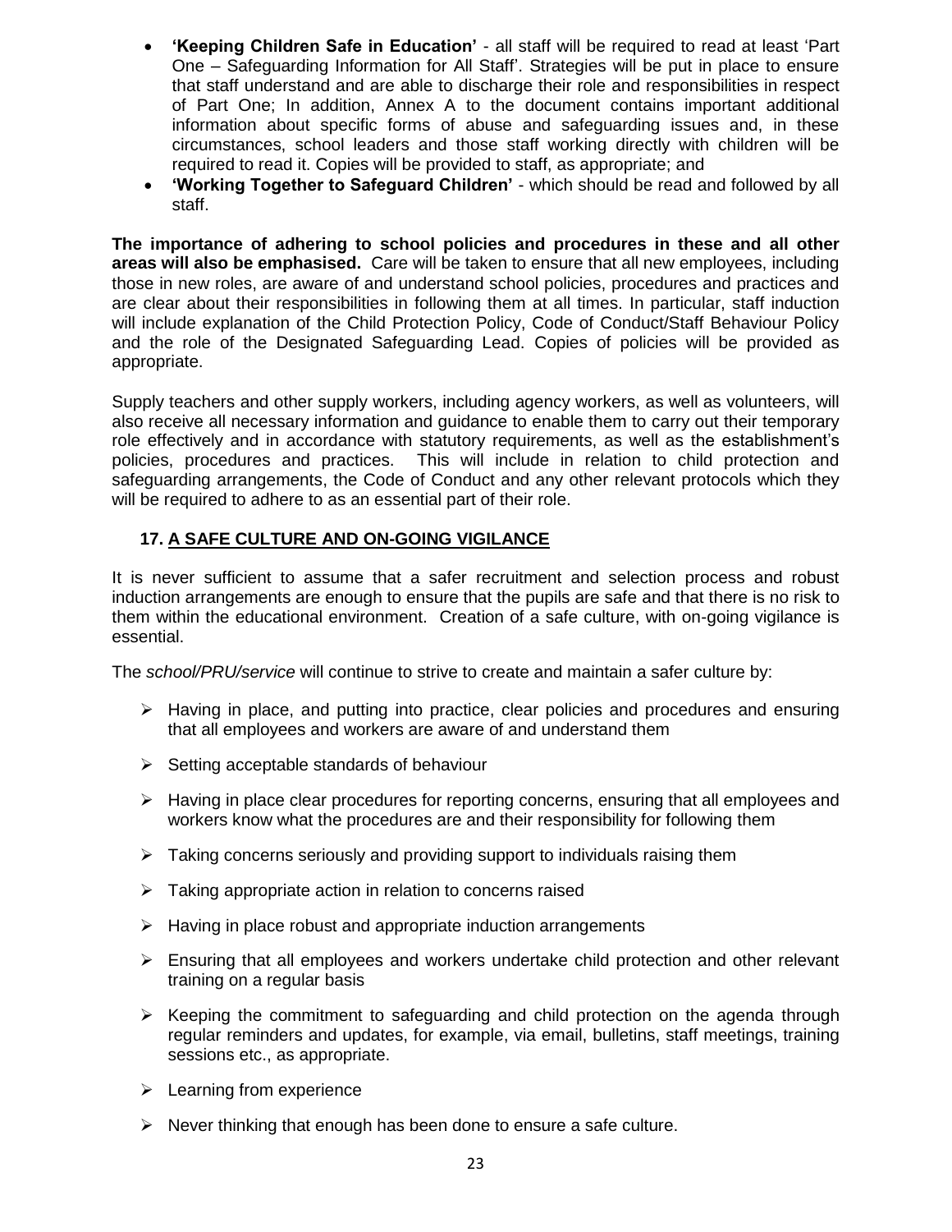- **'Keeping Children Safe in Education'** - all staff will be required to read at least 'Part One – Safeguarding Information for All Staff'. Strategies will be put in place to ensure that staff understand and are able to discharge their role and responsibilities in respect of Part One; In addition, Annex A to the document contains important additional information about specific forms of abuse and safeguarding issues and, in these circumstances, school leaders and those staff working directly with children will be required to read it. Copies will be provided to staff, as appropriate; and
- **'Working Together to Safeguard Children'** - which should be read and followed by all staff.

**The importance of adhering to school policies and procedures in these and all other areas will also be emphasised.** Care will be taken to ensure that all new employees, including those in new roles, are aware of and understand school policies, procedures and practices and are clear about their responsibilities in following them at all times. In particular, staff induction will include explanation of the Child Protection Policy, Code of Conduct/Staff Behaviour Policy and the role of the Designated Safeguarding Lead. Copies of policies will be provided as appropriate.

Supply teachers and other supply workers, including agency workers, as well as volunteers, will also receive all necessary information and guidance to enable them to carry out their temporary role effectively and in accordance with statutory requirements, as well as the establishment's policies, procedures and practices. This will include in relation to child protection and safeguarding arrangements, the Code of Conduct and any other relevant protocols which they will be required to adhere to as an essential part of their role.

## 17. A SAFE CULTURE AND ON-GOING VIGILANCE

It is never sufficient to assume that a safer recruitment and selection process and robust induction arrangements are enough to ensure that the pupils are safe and that there is no risk to them within the educational environment. Creation of a safe culture, with on-going vigilance is essential.

The *school/PRU/service* will continue to strive to create and maintain a safer culture by:

- Having in place, and putting into practice, clear policies and procedures and ensuring that all employees and workers are aware of and understand them
- Setting acceptable standards of behaviour
- Having in place clear procedures for reporting concerns, ensuring that all employees and workers know what the procedures are and their responsibility for following them
- Taking concerns seriously and providing support to individuals raising them
- Taking appropriate action in relation to concerns raised
- Having in place robust and appropriate induction arrangements
- Ensuring that all employees and workers undertake child protection and other relevant training on a regular basis
- Keeping the commitment to safeguarding and child protection on the agenda through regular reminders and updates, for example, via email, bulletins, staff meetings, training sessions etc., as appropriate.
- Learning from experience
- Never thinking that enough has been done to ensure a safe culture.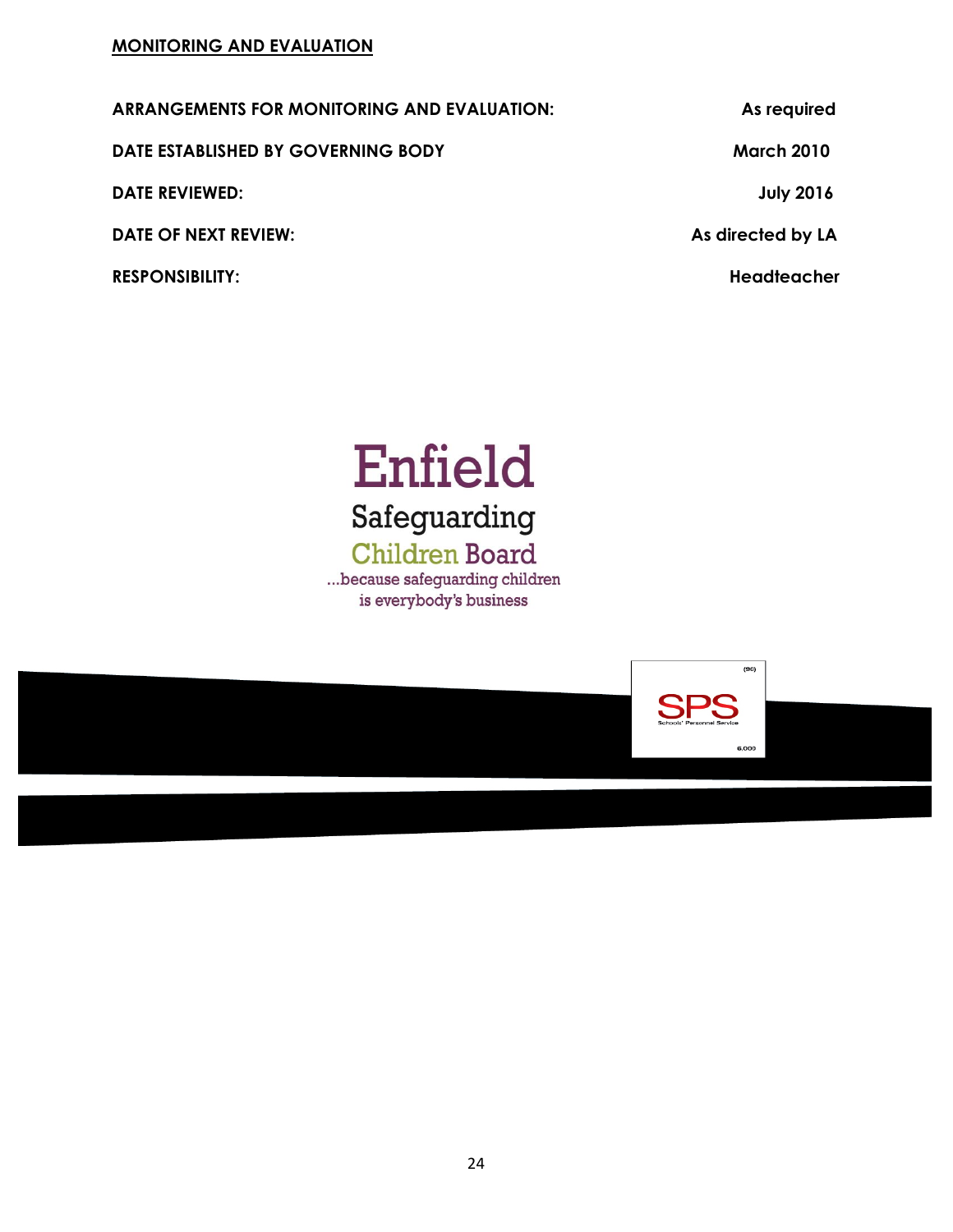**MONITORING AND EVALUATION**

| | |
|---|---|
| **ARRANGEMENTS FOR MONITORING AND EVALUATION:** | **As required** |
| **DATE ESTABLISHED BY GOVERNING BODY** | **March 2010** |
| **DATE REVIEWED:** | **July 2016** |
| **DATE OF NEXT REVIEW:** | **As directed by LA** |
| **RESPONSIBILITY:** | **Headteacher** |

Enfield
Safeguarding
Children Board
...because safeguarding children
is everybody's business

(96)
SPS
Schools' Personnel Service
6.000